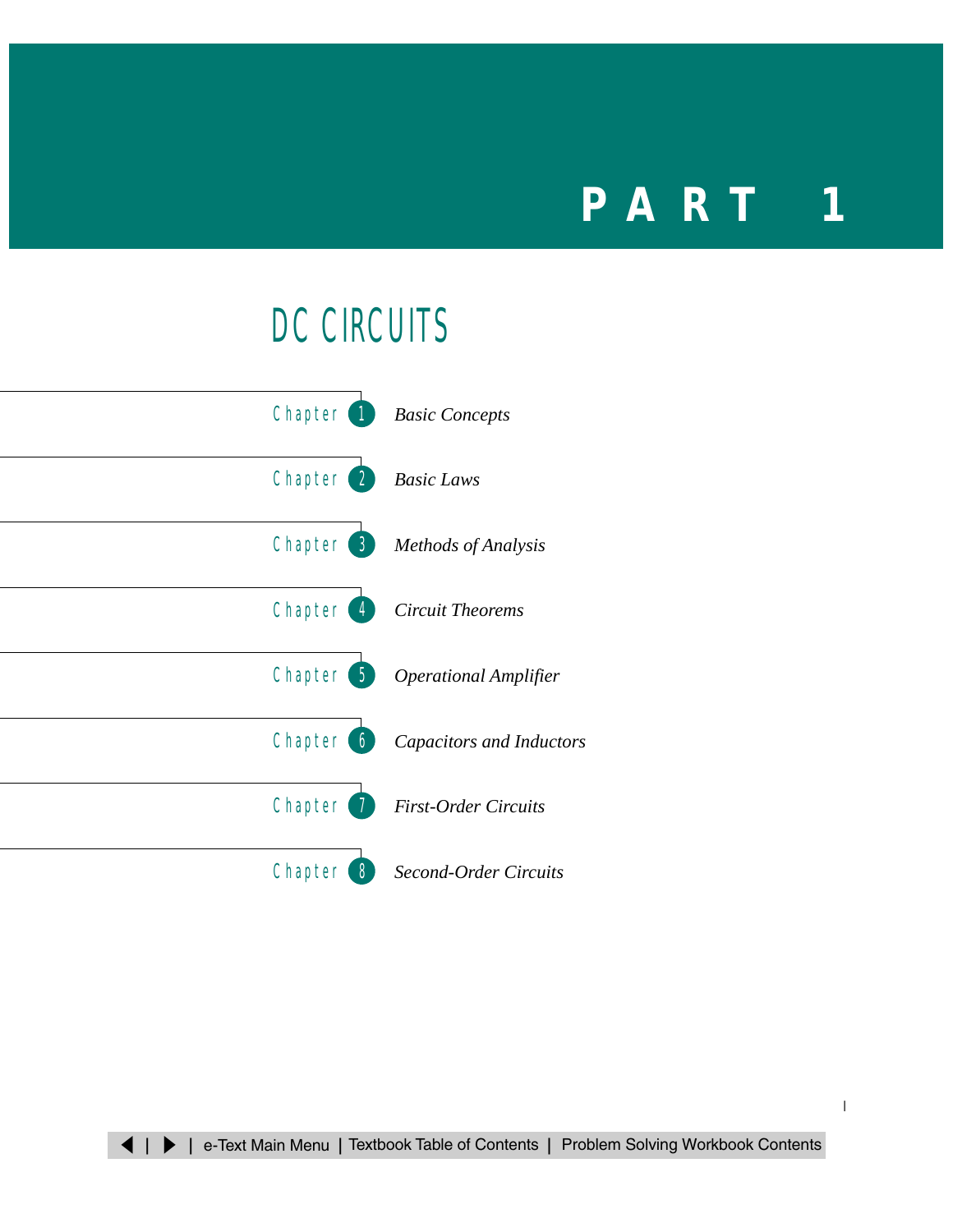# PART 1

## DC CIRCUITS

- Chapter 1 *Basic Concepts*
- Chapter 2 *Basic Laws*
- Chapter 3 *Methods of Analysis*
- Chapter 4 *Circuit Theorems*
- Chapter 5 *Operational Amplifier*
- Chapter 6 *Capacitors and Inductors*
- Chapter 7 *First-Order Circuits*
- Chapter 8 *Second-Order Circuits*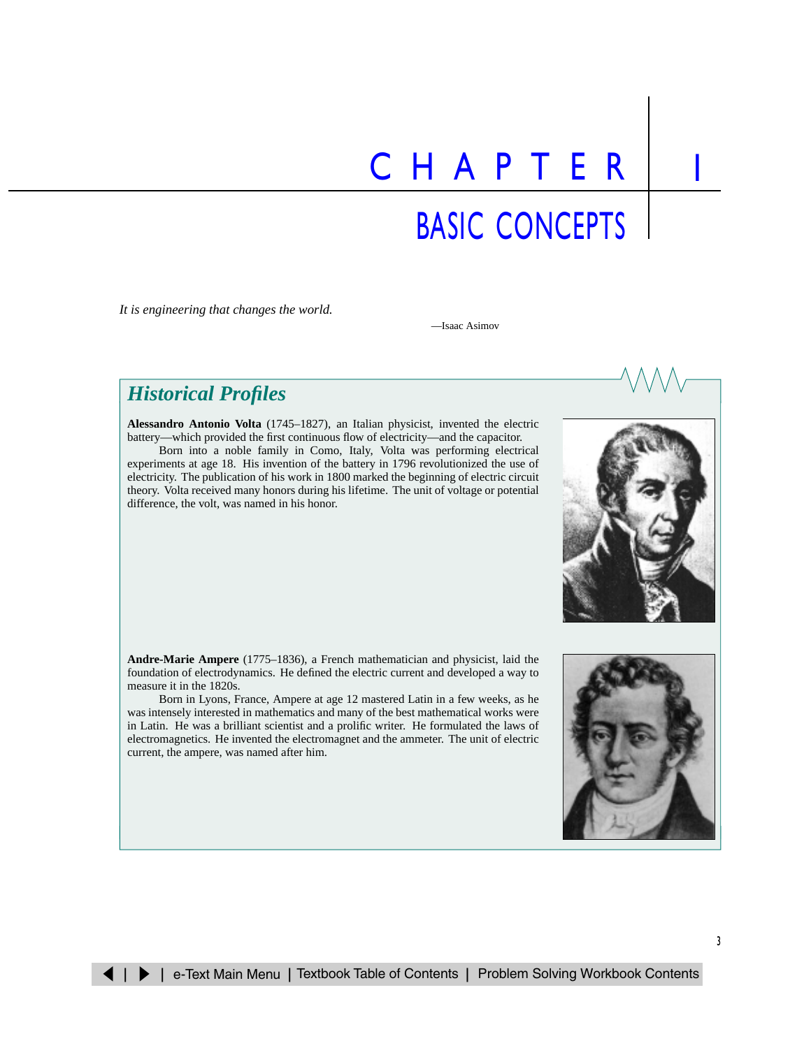# CHAPTER 1

## BASIC CONCEPTS

*It is engineering that changes the world.*

—Isaac Asimov

### *Historical Profiles*

**Alessandro Antonio Volta** (1745–1827), an Italian physicist, invented the electric battery—which provided the first continuous flow of electricity—and the capacitor.

Born into a noble family in Como, Italy, Volta was performing electrical experiments at age 18. His invention of the battery in 1796 revolutionized the use of electricity. The publication of his work in 1800 marked the beginning of electric circuit theory. Volta received many honors during his lifetime. The unit of voltage or potential difference, the volt, was named in his honor.

**Andre-Marie Ampere** (1775–1836), a French mathematician and physicist, laid the foundation of electrodynamics. He defined the electric current and developed a way to measure it in the 1820s.

Born in Lyons, France, Ampere at age 12 mastered Latin in a few weeks, as he was intensely interested in mathematics and many of the best mathematical works were in Latin. He was a brilliant scientist and a prolific writer. He formulated the laws of electromagnetics. He invented the electromagnet and the ammeter. The unit of electric current, the ampere, was named after him.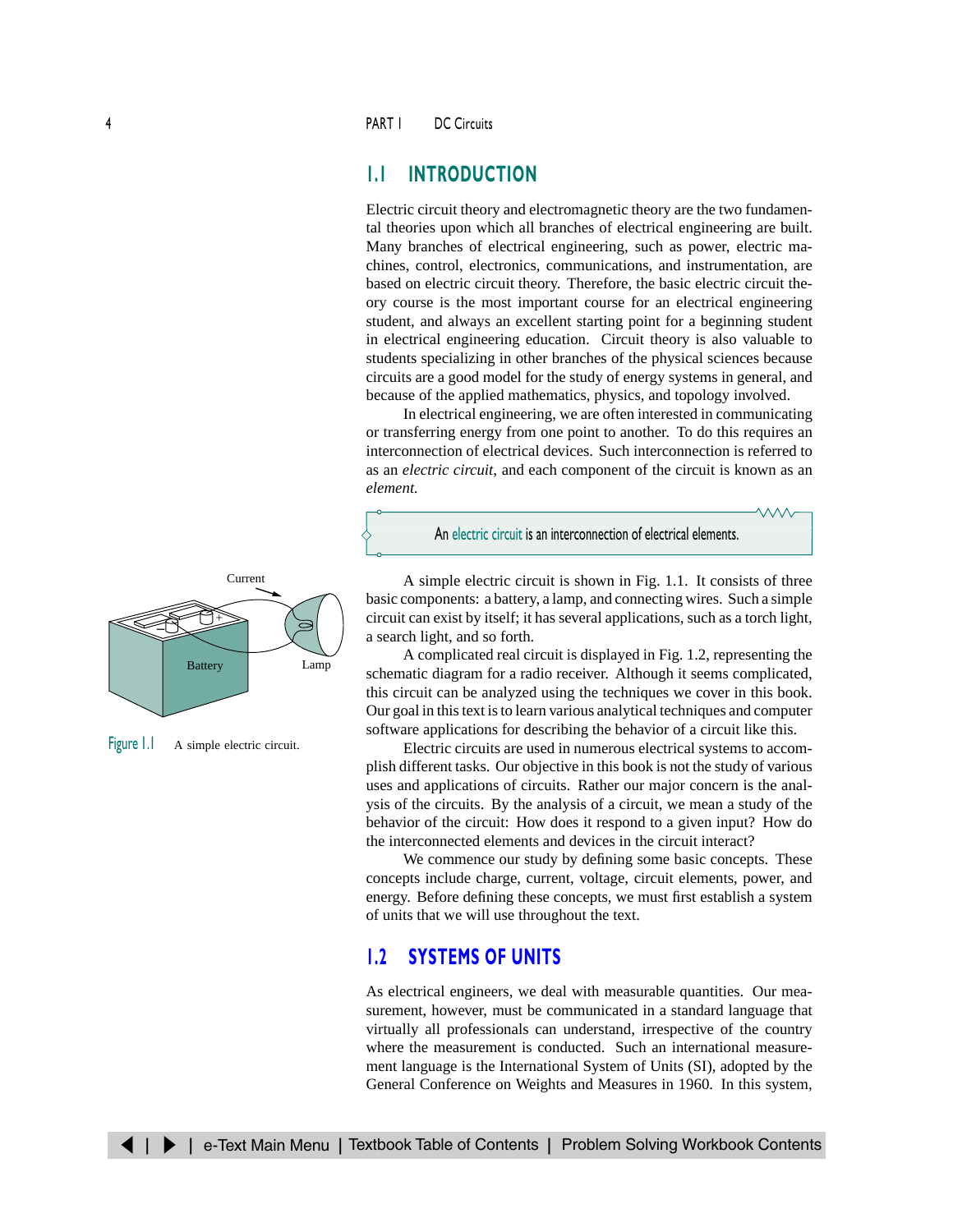## 1.1 INTRODUCTION

Electric circuit theory and electromagnetic theory are the two fundamental theories upon which all branches of electrical engineering are built. Many branches of electrical engineering, such as power, electric machines, control, electronics, communications, and instrumentation, are based on electric circuit theory. Therefore, the basic electric circuit theory course is the most important course for an electrical engineering student, and always an excellent starting point for a beginning student in electrical engineering education. Circuit theory is also valuable to students specializing in other branches of the physical sciences because circuits are a good model for the study of energy systems in general, and because of the applied mathematics, physics, and topology involved.

In electrical engineering, we are often interested in communicating or transferring energy from one point to another. To do this requires an interconnection of electrical devices. Such interconnection is referred to as an *electric circuit*, and each component of the circuit is known as an *element*.

> An electric circuit is an interconnection of electrical elements.

Current

Battery

Lamp

Figure 1.1 A simple electric circuit.

A simple electric circuit is shown in Fig. 1.1. It consists of three basic components: a battery, a lamp, and connecting wires. Such a simple circuit can exist by itself; it has several applications, such as a torch light, a search light, and so forth.

A complicated real circuit is displayed in Fig. 1.2, representing the schematic diagram for a radio receiver. Although it seems complicated, this circuit can be analyzed using the techniques we cover in this book. Our goal in this text is to learn various analytical techniques and computer software applications for describing the behavior of a circuit like this.

Electric circuits are used in numerous electrical systems to accomplish different tasks. Our objective in this book is not the study of various uses and applications of circuits. Rather our major concern is the analysis of the circuits. By the analysis of a circuit, we mean a study of the behavior of the circuit: How does it respond to a given input? How do the interconnected elements and devices in the circuit interact?

We commence our study by defining some basic concepts. These concepts include charge, current, voltage, circuit elements, power, and energy. Before defining these concepts, we must first establish a system of units that we will use throughout the text.

## 1.2 SYSTEMS OF UNITS

As electrical engineers, we deal with measurable quantities. Our measurement, however, must be communicated in a standard language that virtually all professionals can understand, irrespective of the country where the measurement is conducted. Such an international measurement language is the International System of Units (SI), adopted by the General Conference on Weights and Measures in 1960. In this system,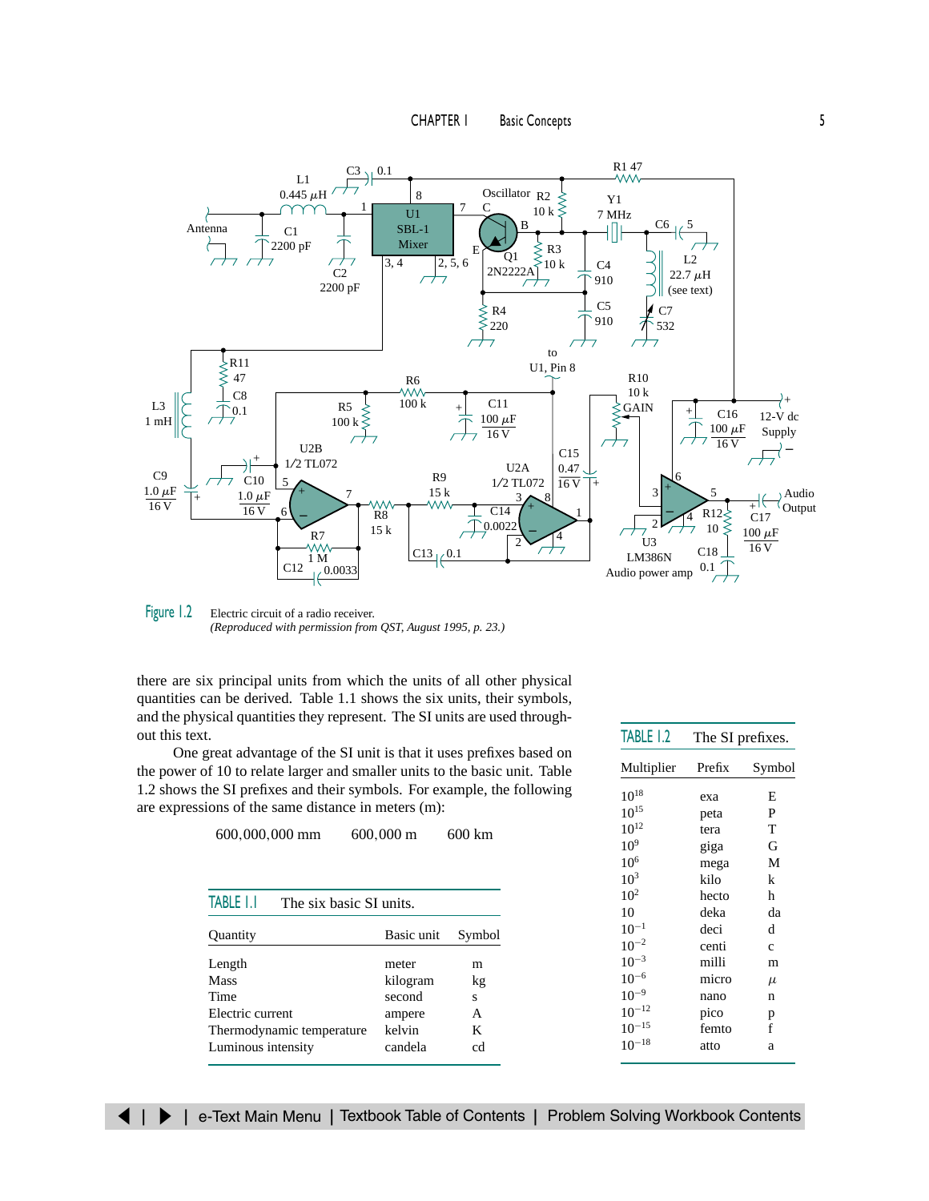Figure 1.2 Electric circuit of a radio receiver.
*(Reproduced with permission from QST, August 1995, p. 23.)*

there are six principal units from which the units of all other physical quantities can be derived. Table 1.1 shows the six units, their symbols, and the physical quantities they represent. The SI units are used throughout this text.

One great advantage of the SI unit is that it uses prefixes based on the power of 10 to relate larger and smaller units to the basic unit. Table 1.2 shows the SI prefixes and their symbols. For example, the following are expressions of the same distance in meters (m):

600,000,000 mm    600,000 m    600 km

**TABLE 1.1** The six basic SI units.

| Quantity | Basic unit | Symbol |
|---|---|---|
| Length | meter | m |
| Mass | kilogram | kg |
| Time | second | s |
| Electric current | ampere | A |
| Thermodynamic temperature | kelvin | K |
| Luminous intensity | candela | cd |

**TABLE 1.2** The SI prefixes.

| Multiplier | Prefix | Symbol |
|---|---|---|
| $10^{18}$ | exa | E |
| $10^{15}$ | peta | P |
| $10^{12}$ | tera | T |
| $10^{9}$ | giga | G |
| $10^{6}$ | mega | M |
| $10^{3}$ | kilo | k |
| $10^{2}$ | hecto | h |
| 10 | deka | da |
| $10^{-1}$ | deci | d |
| $10^{-2}$ | centi | c |
| $10^{-3}$ | milli | m |
| $10^{-6}$ | micro | $\mu$ |
| $10^{-9}$ | nano | n |
| $10^{-12}$ | pico | p |
| $10^{-15}$ | femto | f |
| $10^{-18}$ | atto | a |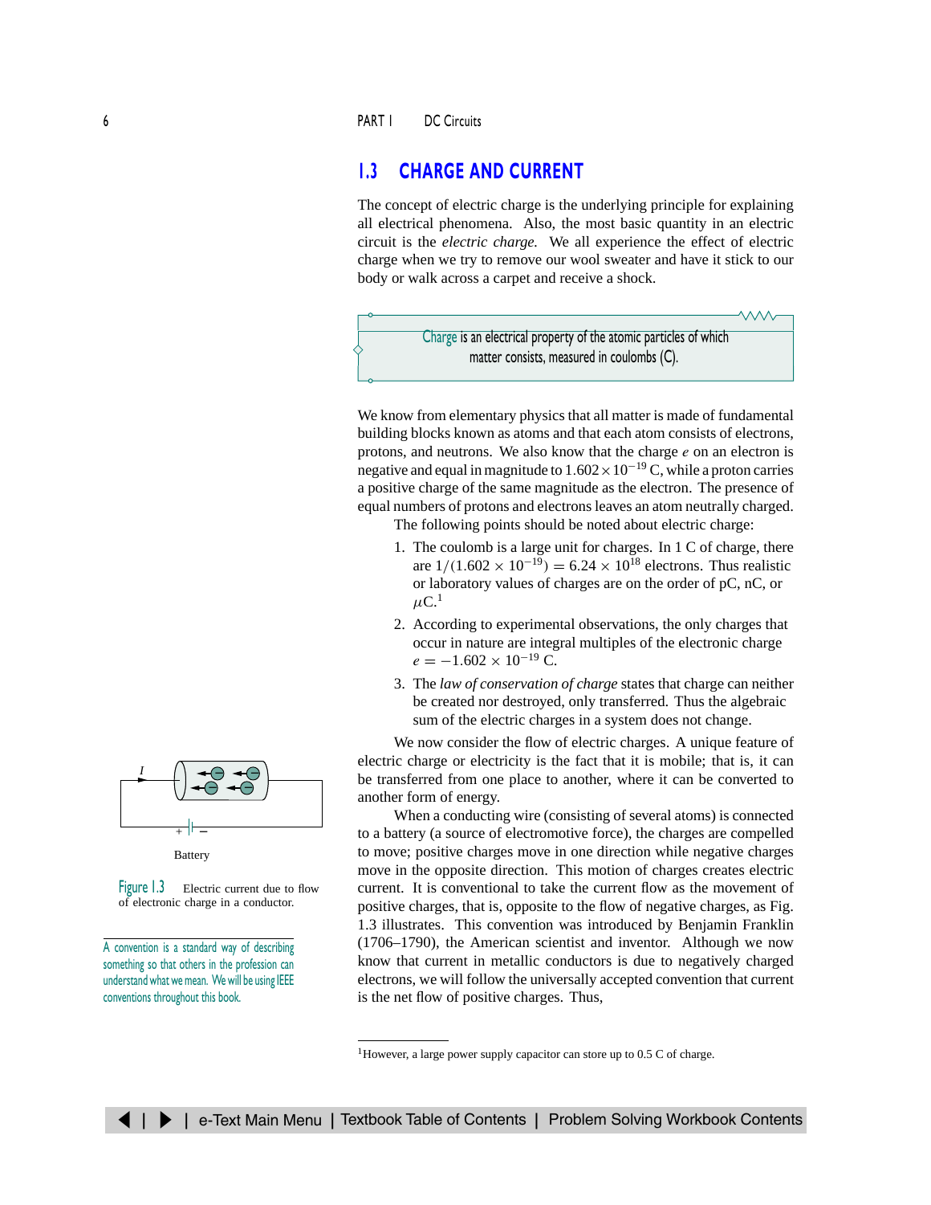## 1.3 CHARGE AND CURRENT

The concept of electric charge is the underlying principle for explaining all electrical phenomena. Also, the most basic quantity in an electric circuit is the *electric charge.* We all experience the effect of electric charge when we try to remove our wool sweater and have it stick to our body or walk across a carpet and receive a shock.

> **Charge** is an electrical property of the atomic particles of which matter consists, measured in coulombs (C).

We know from elementary physics that all matter is made of fundamental building blocks known as atoms and that each atom consists of electrons, protons, and neutrons. We also know that the charge $e$ on an electron is negative and equal in magnitude to $1.602 \times 10^{-19}$ C, while a proton carries a positive charge of the same magnitude as the electron. The presence of equal numbers of protons and electrons leaves an atom neutrally charged.

The following points should be noted about electric charge:

1. The coulomb is a large unit for charges. In 1 C of charge, there are $1/(1.602 \times 10^{-19}) = 6.24 \times 10^{18}$ electrons. Thus realistic or laboratory values of charges are on the order of pC, nC, or $\mu$C.[1]
2. According to experimental observations, the only charges that occur in nature are integral multiples of the electronic charge $e = -1.602 \times 10^{-19}$ C.
3. The *law of conservation of charge* states that charge can neither be created nor destroyed, only transferred. Thus the algebraic sum of the electric charges in a system does not change.

We now consider the flow of electric charges. A unique feature of electric charge or electricity is the fact that it is mobile; that is, it can be transferred from one place to another, where it can be converted to another form of energy.

When a conducting wire (consisting of several atoms) is connected to a battery (a source of electromotive force), the charges are compelled to move; positive charges move in one direction while negative charges move in the opposite direction. This motion of charges creates electric current. It is conventional to take the current flow as the movement of positive charges, that is, opposite to the flow of negative charges, as Fig. 1.3 illustrates. This convention was introduced by Benjamin Franklin (1706–1790), the American scientist and inventor. Although we now know that current in metallic conductors is due to negatively charged electrons, we will follow the universally accepted convention that current is the net flow of positive charges. Thus,

Figure 1.3 Electric current due to flow of electronic charge in a conductor.

A convention is a standard way of describing something so that others in the profession can understand what we mean. We will be using IEEE conventions throughout this book.

---

[1] However, a large power supply capacitor can store up to 0.5 C of charge.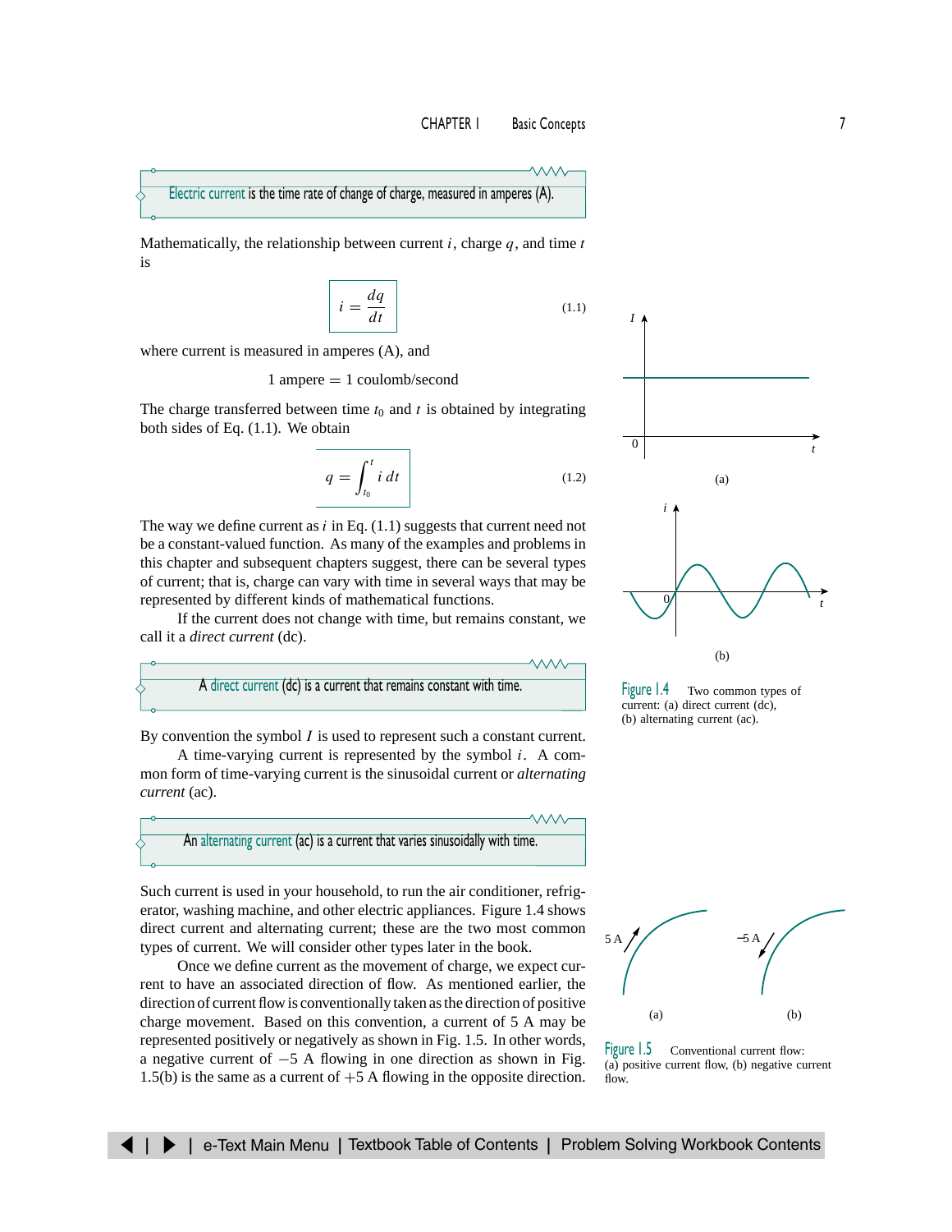> **Electric current** is the time rate of change of charge, measured in amperes (A).

Mathematically, the relationship between current $i$, charge $q$, and time $t$ is

$$i = \frac{dq}{dt} \tag{1.1}$$

where current is measured in amperes (A), and

$$1 \text{ ampere} = 1 \text{ coulomb/second}$$

The charge transferred between time $t_0$ and $t$ is obtained by integrating both sides of Eq. (1.1). We obtain

$$q = \int_{t_0}^{t} i\, dt \tag{1.2}$$

The way we define current as $i$ in Eq. (1.1) suggests that current need not be a constant-valued function. As many of the examples and problems in this chapter and subsequent chapters suggest, there can be several types of current; that is, charge can vary with time in several ways that may be represented by different kinds of mathematical functions.

If the current does not change with time, but remains constant, we call it a *direct current* (dc).

> A **direct current** (dc) is a current that remains constant with time.

By convention the symbol $I$ is used to represent such a constant current.

A time-varying current is represented by the symbol $i$. A common form of time-varying current is the sinusoidal current or *alternating current* (ac).

> An **alternating current** (ac) is a current that varies sinusoidally with time.

Such current is used in your household, to run the air conditioner, refrigerator, washing machine, and other electric appliances. Figure 1.4 shows direct current and alternating current; these are the two most common types of current. We will consider other types later in the book.

Once we define current as the movement of charge, we expect current to have an associated direction of flow. As mentioned earlier, the direction of current flow is conventionally taken as the direction of positive charge movement. Based on this convention, a current of 5 A may be represented positively or negatively as shown in Fig. 1.5. In other words, a negative current of $-5$ A flowing in one direction as shown in Fig. 1.5(b) is the same as a current of $+5$ A flowing in the opposite direction.

Figure 1.4 Two common types of current: (a) direct current (dc), (b) alternating current (ac).

Figure 1.5 Conventional current flow: (a) positive current flow, (b) negative current flow.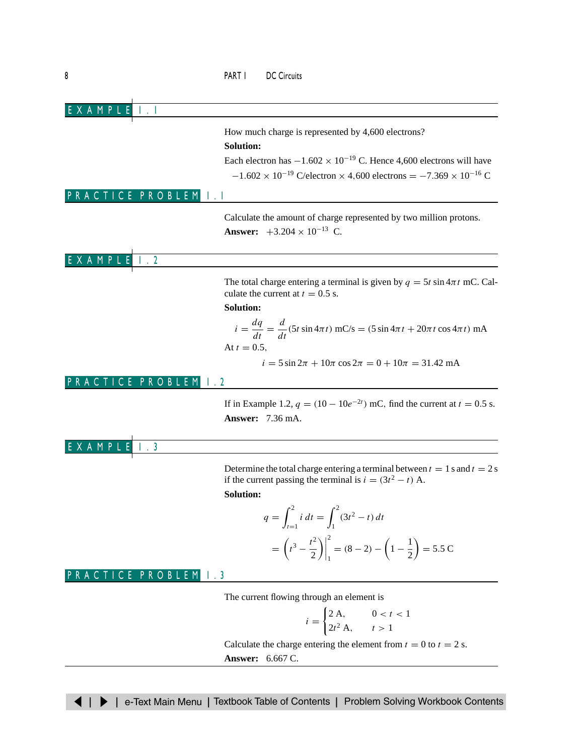## EXAMPLE 1.1

How much charge is represented by 4,600 electrons?

**Solution:**

Each electron has $-1.602 \times 10^{-19}$ C. Hence 4,600 electrons will have

$$-1.602 \times 10^{-19} \text{ C/electron} \times 4{,}600 \text{ electrons} = -7.369 \times 10^{-16} \text{ C}$$

## PRACTICE PROBLEM 1.1

Calculate the amount of charge represented by two million protons.

**Answer:** $+3.204 \times 10^{-13}$ C.

## EXAMPLE 1.2

The total charge entering a terminal is given by $q = 5t \sin 4\pi t$ mC. Calculate the current at $t = 0.5$ s.

**Solution:**

$$i = \frac{dq}{dt} = \frac{d}{dt}(5t \sin 4\pi t) \text{ mC/s} = (5 \sin 4\pi t + 20\pi t \cos 4\pi t) \text{ mA}$$

At $t = 0.5$,

$$i = 5 \sin 2\pi + 10\pi \cos 2\pi = 0 + 10\pi = 31.42 \text{ mA}$$

## PRACTICE PROBLEM 1.2

If in Example 1.2, $q = (10 - 10e^{-2t})$ mC, find the current at $t = 0.5$ s.

**Answer:** 7.36 mA.

## EXAMPLE 1.3

Determine the total charge entering a terminal between $t = 1$ s and $t = 2$ s if the current passing the terminal is $i = (3t^2 - t)$ A.

**Solution:**

$$q = \int_{t=1}^{2} i \, dt = \int_{1}^{2} (3t^2 - t) \, dt$$

$$= \left( t^3 - \frac{t^2}{2} \right) \Bigg|_1^2 = (8 - 2) - \left( 1 - \frac{1}{2} \right) = 5.5 \text{ C}$$

## PRACTICE PROBLEM 1.3

The current flowing through an element is

$$i = \begin{cases} 2 \text{ A}, & 0 < t < 1 \\ 2t^2 \text{ A}, & t > 1 \end{cases}$$

Calculate the charge entering the element from $t = 0$ to $t = 2$ s.

**Answer:** 6.667 C.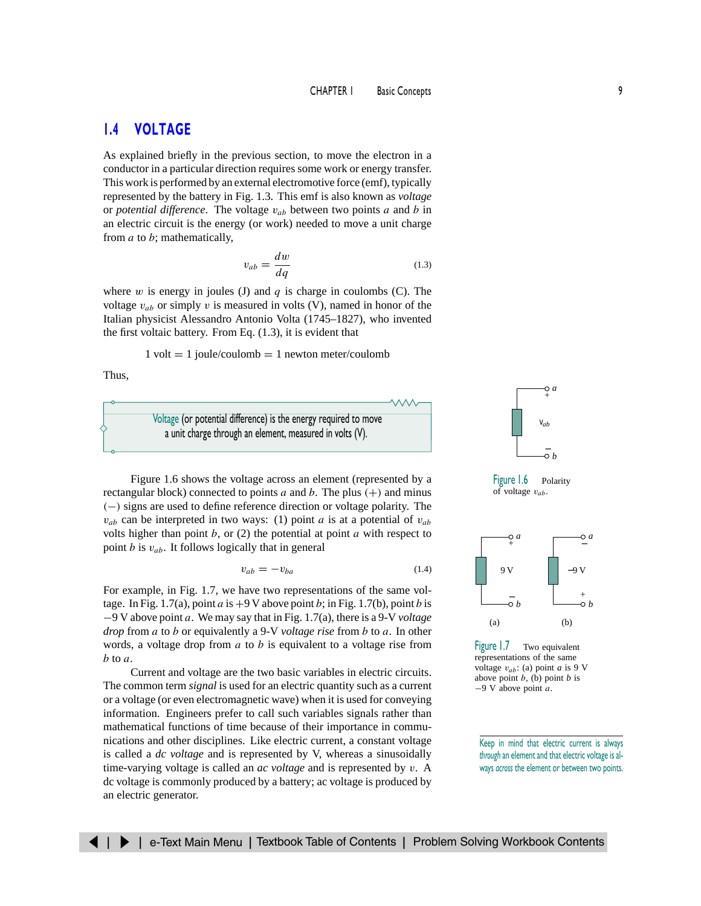## 1.4 VOLTAGE

As explained briefly in the previous section, to move the electron in a conductor in a particular direction requires some work or energy transfer. This work is performed by an external electromotive force (emf), typically represented by the battery in Fig. 1.3. This emf is also known as *voltage* or *potential difference*. The voltage $v_{ab}$ between two points $a$ and $b$ in an electric circuit is the energy (or work) needed to move a unit charge from $a$ to $b$; mathematically,

$$v_{ab} = \frac{dw}{dq} \tag{1.3}$$

where $w$ is energy in joules (J) and $q$ is charge in coulombs (C). The voltage $v_{ab}$ or simply $v$ is measured in volts (V), named in honor of the Italian physicist Alessandro Antonio Volta (1745–1827), who invented the first voltaic battery. From Eq. (1.3), it is evident that

$$1 \text{ volt} = 1 \text{ joule/coulomb} = 1 \text{ newton meter/coulomb}$$

Thus,

> **Voltage** (or potential difference) is the energy required to move a unit charge through an element, measured in volts (V).

Figure 1.6 shows the voltage across an element (represented by a rectangular block) connected to points $a$ and $b$. The plus (+) and minus (−) signs are used to define reference direction or voltage polarity. The $v_{ab}$ can be interpreted in two ways: (1) point $a$ is at a potential of $v_{ab}$ volts higher than point $b$, or (2) the potential at point $a$ with respect to point $b$ is $v_{ab}$. It follows logically that in general

$$v_{ab} = -v_{ba} \tag{1.4}$$

For example, in Fig. 1.7, we have two representations of the same voltage. In Fig. 1.7(a), point $a$ is +9 V above point $b$; in Fig. 1.7(b), point $b$ is −9 V above point $a$. We may say that in Fig. 1.7(a), there is a 9-V *voltage drop* from $a$ to $b$ or equivalently a 9-V *voltage rise* from $b$ to $a$. In other words, a voltage drop from $a$ to $b$ is equivalent to a voltage rise from $b$ to $a$.

Current and voltage are the two basic variables in electric circuits. The common term *signal* is used for an electric quantity such as a current or a voltage (or even electromagnetic wave) when it is used for conveying information. Engineers prefer to call such variables signals rather than mathematical functions of time because of their importance in communications and other disciplines. Like electric current, a constant voltage is called a *dc voltage* and is represented by V, whereas a sinusoidally time-varying voltage is called an *ac voltage* and is represented by $v$. A dc voltage is commonly produced by a battery; ac voltage is produced by an electric generator.

Figure 1.6 Polarity of voltage $v_{ab}$.

Figure 1.7 Two equivalent representations of the same voltage $v_{ab}$: (a) point $a$ is 9 V above point $b$, (b) point $b$ is −9 V above point $a$.

Keep in mind that electric current is always *through* an element and that electric voltage is always *across* the element or between two points.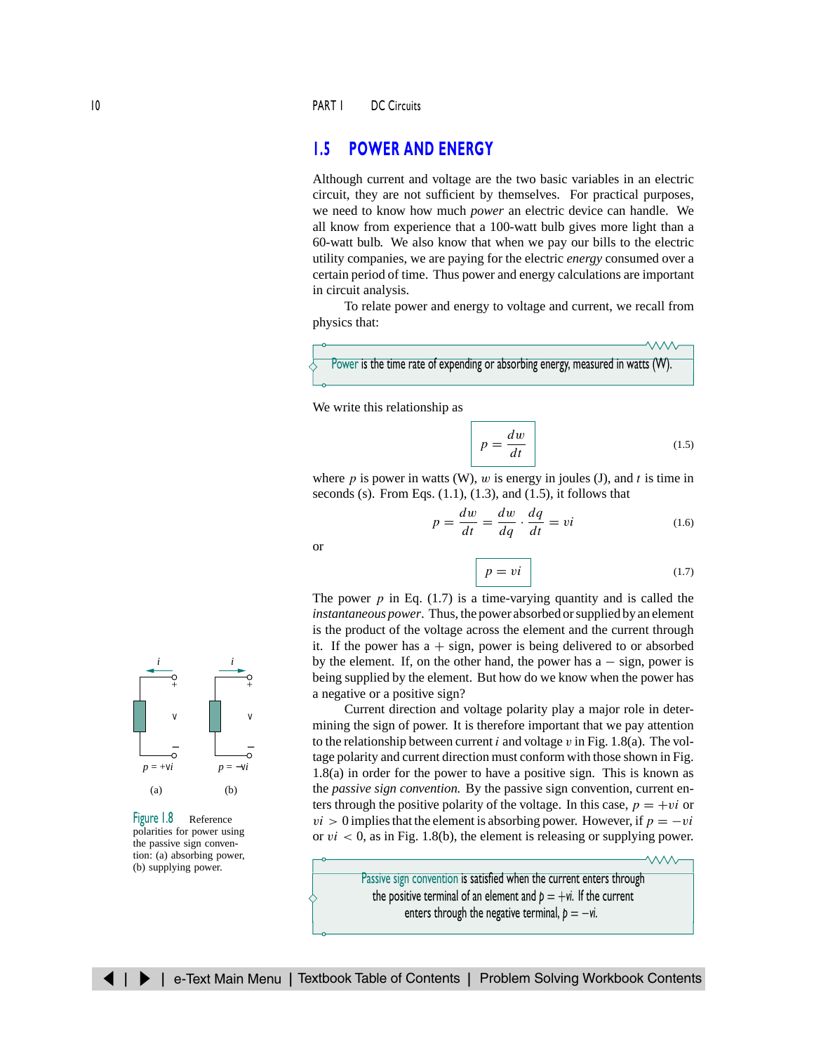## 1.5 POWER AND ENERGY

Although current and voltage are the two basic variables in an electric circuit, they are not sufficient by themselves. For practical purposes, we need to know how much *power* an electric device can handle. We all know from experience that a 100-watt bulb gives more light than a 60-watt bulb. We also know that when we pay our bills to the electric utility companies, we are paying for the electric *energy* consumed over a certain period of time. Thus power and energy calculations are important in circuit analysis.

To relate power and energy to voltage and current, we recall from physics that:

> **Power** is the time rate of expending or absorbing energy, measured in watts (W).

We write this relationship as

$$p = \frac{dw}{dt} \tag{1.5}$$

where $p$ is power in watts (W), $w$ is energy in joules (J), and $t$ is time in seconds (s). From Eqs. (1.1), (1.3), and (1.5), it follows that

$$p = \frac{dw}{dt} = \frac{dw}{dq} \cdot \frac{dq}{dt} = vi \tag{1.6}$$

or

$$p = vi \tag{1.7}$$

The power $p$ in Eq. (1.7) is a time-varying quantity and is called the *instantaneous power*. Thus, the power absorbed or supplied by an element is the product of the voltage across the element and the current through it. If the power has a $+$ sign, power is being delivered to or absorbed by the element. If, on the other hand, the power has a $-$ sign, power is being supplied by the element. But how do we know when the power has a negative or a positive sign?

Current direction and voltage polarity play a major role in determining the sign of power. It is therefore important that we pay attention to the relationship between current $i$ and voltage $v$ in Fig. 1.8(a). The voltage polarity and current direction must conform with those shown in Fig. 1.8(a) in order for the power to have a positive sign. This is known as the *passive sign convention*. By the passive sign convention, current enters through the positive polarity of the voltage. In this case, $p = +vi$ or $vi > 0$ implies that the element is absorbing power. However, if $p = -vi$ or $vi < 0$, as in Fig. 1.8(b), the element is releasing or supplying power.

> **Passive sign convention** is satisfied when the current enters through the positive terminal of an element and $p = +vi$. If the current enters through the negative terminal, $p = -vi$.

(a) $p = +vi$ (b) $p = -vi$

Figure 1.8 Reference polarities for power using the passive sign convention: (a) absorbing power, (b) supplying power.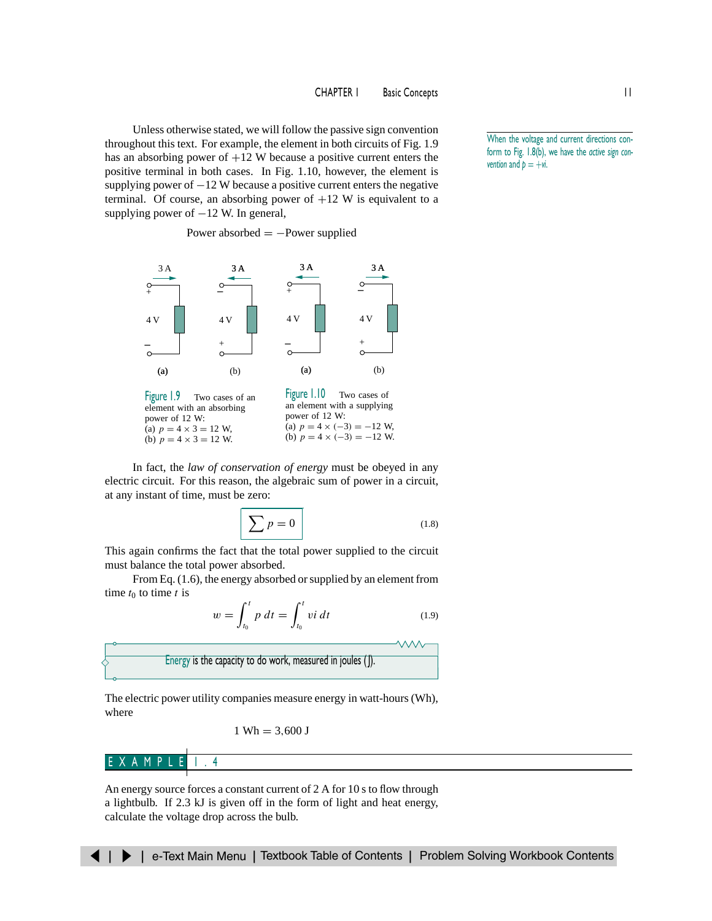Unless otherwise stated, we will follow the passive sign convention throughout this text. For example, the element in both circuits of Fig. 1.9 has an absorbing power of +12 W because a positive current enters the positive terminal in both cases. In Fig. 1.10, however, the element is supplying power of −12 W because a positive current enters the negative terminal. Of course, an absorbing power of +12 W is equivalent to a supplying power of −12 W. In general,

When the voltage and current directions conform to Fig. 1.8(b), we have the *active sign convention* and $p = +vi$.

$$\text{Power absorbed} = -\text{Power supplied}$$

**Figure 1.9** Two cases of an element with an absorbing power of 12 W: (a) $p = 4 \times 3 = 12$ W, (b) $p = 4 \times 3 = 12$ W.

**Figure 1.10** Two cases of an element with a supplying power of 12 W: (a) $p = 4 \times (-3) = -12$ W, (b) $p = 4 \times (-3) = -12$ W.

In fact, the *law of conservation of energy* must be obeyed in any electric circuit. For this reason, the algebraic sum of power in a circuit, at any instant of time, must be zero:

$$\sum p = 0 \tag{1.8}$$

This again confirms the fact that the total power supplied to the circuit must balance the total power absorbed.

From Eq. (1.6), the energy absorbed or supplied by an element from time $t_0$ to time $t$ is

$$w = \int_{t_0}^{t} p\,dt = \int_{t_0}^{t} vi\,dt \tag{1.9}$$

**Energy** is the capacity to do work, measured in joules (J).

The electric power utility companies measure energy in watt-hours (Wh), where

$$1 \text{ Wh} = 3{,}600 \text{ J}$$

## EXAMPLE 1.4

An energy source forces a constant current of 2 A for 10 s to flow through a lightbulb. If 2.3 kJ is given off in the form of light and heat energy, calculate the voltage drop across the bulb.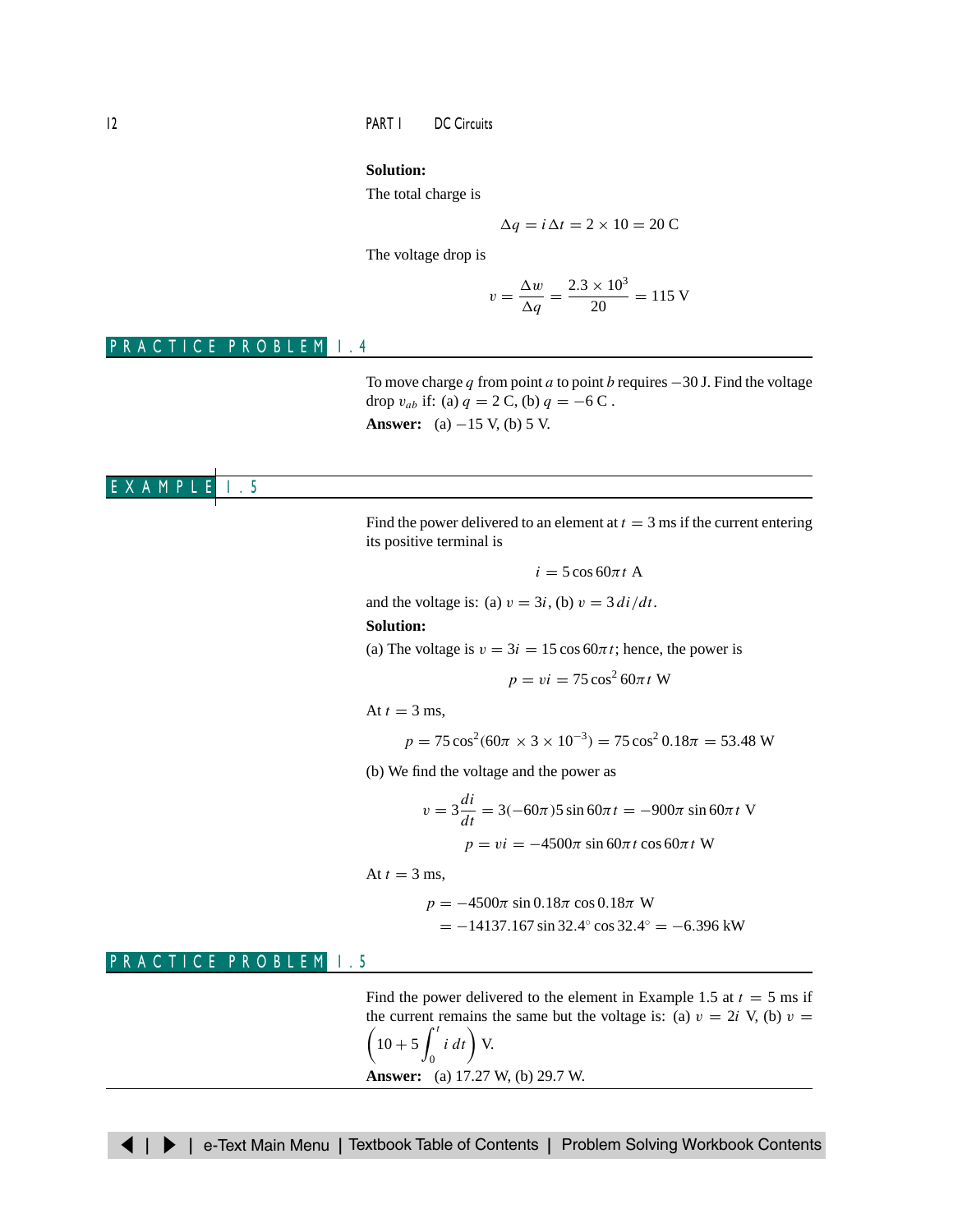**Solution:**

The total charge is

$$\Delta q = i\,\Delta t = 2 \times 10 = 20 \text{ C}$$

The voltage drop is

$$v = \frac{\Delta w}{\Delta q} = \frac{2.3 \times 10^3}{20} = 115 \text{ V}$$

## PRACTICE PROBLEM 1.4

To move charge $q$ from point $a$ to point $b$ requires $-30$ J. Find the voltage drop $v_{ab}$ if: (a) $q = 2$ C, (b) $q = -6$ C .

**Answer:** (a) $-15$ V, (b) 5 V.

## EXAMPLE 1.5

Find the power delivered to an element at $t = 3$ ms if the current entering its positive terminal is

$$i = 5\cos 60\pi t \text{ A}$$

and the voltage is: (a) $v = 3i$, (b) $v = 3\,di/dt$.

**Solution:**

(a) The voltage is $v = 3i = 15\cos 60\pi t$; hence, the power is

$$p = vi = 75\cos^2 60\pi t \text{ W}$$

At $t = 3$ ms,

$$p = 75\cos^2(60\pi \times 3 \times 10^{-3}) = 75\cos^2 0.18\pi = 53.48 \text{ W}$$

(b) We find the voltage and the power as

$$v = 3\frac{di}{dt} = 3(-60\pi)5\sin 60\pi t = -900\pi \sin 60\pi t \text{ V}$$

$$p = vi = -4500\pi \sin 60\pi t \cos 60\pi t \text{ W}$$

At $t = 3$ ms,

$$\begin{aligned} p &= -4500\pi \sin 0.18\pi \cos 0.18\pi \text{ W} \\ &= -14137.167 \sin 32.4^\circ \cos 32.4^\circ = -6.396 \text{ kW} \end{aligned}$$

## PRACTICE PROBLEM 1.5

Find the power delivered to the element in Example 1.5 at $t = 5$ ms if the current remains the same but the voltage is: (a) $v = 2i$ V, (b) $v = \left(10 + 5\int_0^t i\,dt\right)$ V.

**Answer:** (a) 17.27 W, (b) 29.7 W.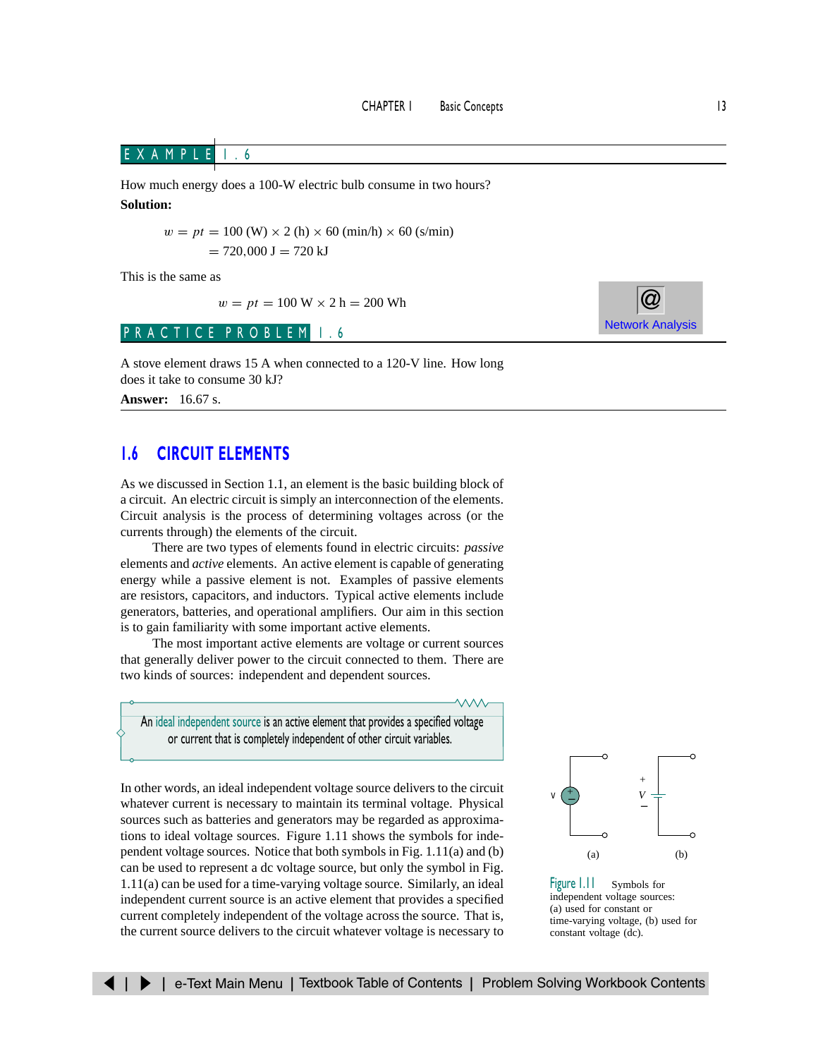**EXAMPLE 1.6**

How much energy does a 100-W electric bulb consume in two hours?

**Solution:**

$$w = pt = 100 \text{ (W)} \times 2 \text{ (h)} \times 60 \text{ (min/h)} \times 60 \text{ (s/min)}$$
$$= 720{,}000 \text{ J} = 720 \text{ kJ}$$

This is the same as

$$w = pt = 100 \text{ W} \times 2 \text{ h} = 200 \text{ Wh}$$

Network Analysis

**PRACTICE PROBLEM 1.6**

A stove element draws 15 A when connected to a 120-V line. How long does it take to consume 30 kJ?

**Answer:** 16.67 s.

## 1.6 CIRCUIT ELEMENTS

As we discussed in Section 1.1, an element is the basic building block of a circuit. An electric circuit is simply an interconnection of the elements. Circuit analysis is the process of determining voltages across (or the currents through) the elements of the circuit.

There are two types of elements found in electric circuits: *passive* elements and *active* elements. An active element is capable of generating energy while a passive element is not. Examples of passive elements are resistors, capacitors, and inductors. Typical active elements include generators, batteries, and operational amplifiers. Our aim in this section is to gain familiarity with some important active elements.

The most important active elements are voltage or current sources that generally deliver power to the circuit connected to them. There are two kinds of sources: independent and dependent sources.

> An ideal independent source is an active element that provides a specified voltage or current that is completely independent of other circuit variables.

In other words, an ideal independent voltage source delivers to the circuit whatever current is necessary to maintain its terminal voltage. Physical sources such as batteries and generators may be regarded as approximations to ideal voltage sources. Figure 1.11 shows the symbols for independent voltage sources. Notice that both symbols in Fig. 1.11(a) and (b) can be used to represent a dc voltage source, but only the symbol in Fig. 1.11(a) can be used for a time-varying voltage source. Similarly, an ideal independent current source is an active element that provides a specified current completely independent of the voltage across the source. That is, the current source delivers to the circuit whatever voltage is necessary to

Figure 1.11 Symbols for independent voltage sources: (a) used for constant or time-varying voltage, (b) used for constant voltage (dc).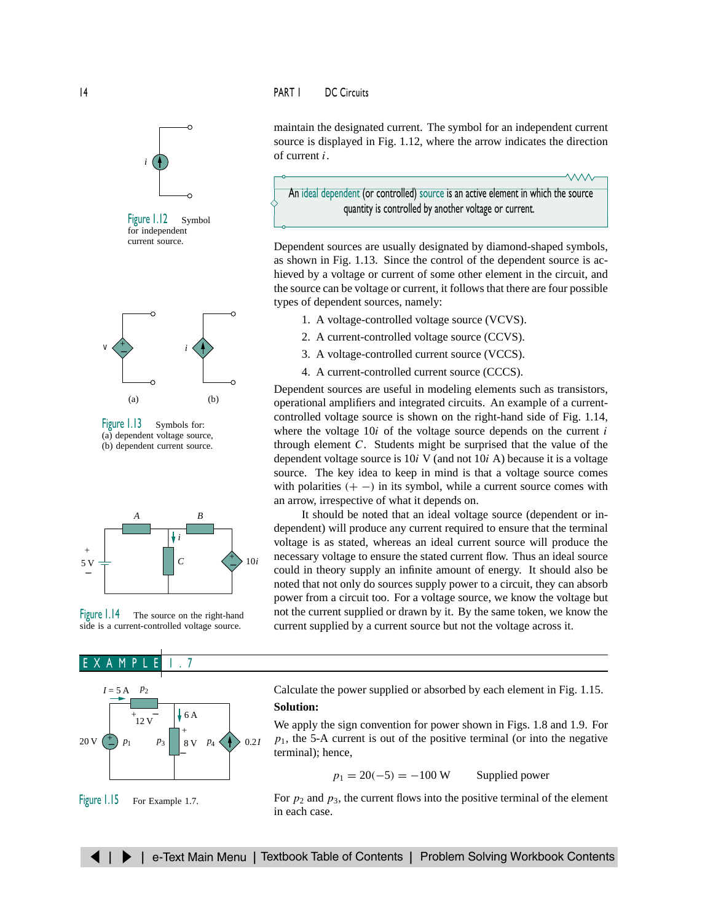maintain the designated current. The symbol for an independent current source is displayed in Fig. 1.12, where the arrow indicates the direction of current $i$.

Figure 1.12 Symbol for independent current source.

> An ideal dependent (or controlled) source is an active element in which the source quantity is controlled by another voltage or current.

Dependent sources are usually designated by diamond-shaped symbols, as shown in Fig. 1.13. Since the control of the dependent source is achieved by a voltage or current of some other element in the circuit, and the source can be voltage or current, it follows that there are four possible types of dependent sources, namely:

1. A voltage-controlled voltage source (VCVS).
2. A current-controlled voltage source (CCVS).
3. A voltage-controlled current source (VCCS).
4. A current-controlled current source (CCCS).

Figure 1.13 Symbols for: (a) dependent voltage source, (b) dependent current source.

Dependent sources are useful in modeling elements such as transistors, operational amplifiers and integrated circuits. An example of a current-controlled voltage source is shown on the right-hand side of Fig. 1.14, where the voltage $10i$ of the voltage source depends on the current $i$ through element $C$. Students might be surprised that the value of the dependent voltage source is $10i$ V (and not $10i$ A) because it is a voltage source. The key idea to keep in mind is that a voltage source comes with polarities ($+\ -$) in its symbol, while a current source comes with an arrow, irrespective of what it depends on.

It should be noted that an ideal voltage source (dependent or independent) will produce any current required to ensure that the terminal voltage is as stated, whereas an ideal current source will produce the necessary voltage to ensure the stated current flow. Thus an ideal source could in theory supply an infinite amount of energy. It should also be noted that not only do sources supply power to a circuit, they can absorb power from a circuit too. For a voltage source, we know the voltage but not the current supplied or drawn by it. By the same token, we know the current supplied by a current source but not the voltage across it.

Figure 1.14 The source on the right-hand side is a current-controlled voltage source.

## EXAMPLE 1.7

Calculate the power supplied or absorbed by each element in Fig. 1.15.

Figure 1.15 For Example 1.7.

**Solution:**

We apply the sign convention for power shown in Figs. 1.8 and 1.9. For $p_1$, the 5-A current is out of the positive terminal (or into the negative terminal); hence,

$$p_1 = 20(-5) = -100 \text{ W} \qquad \text{Supplied power}$$

For $p_2$ and $p_3$, the current flows into the positive terminal of the element in each case.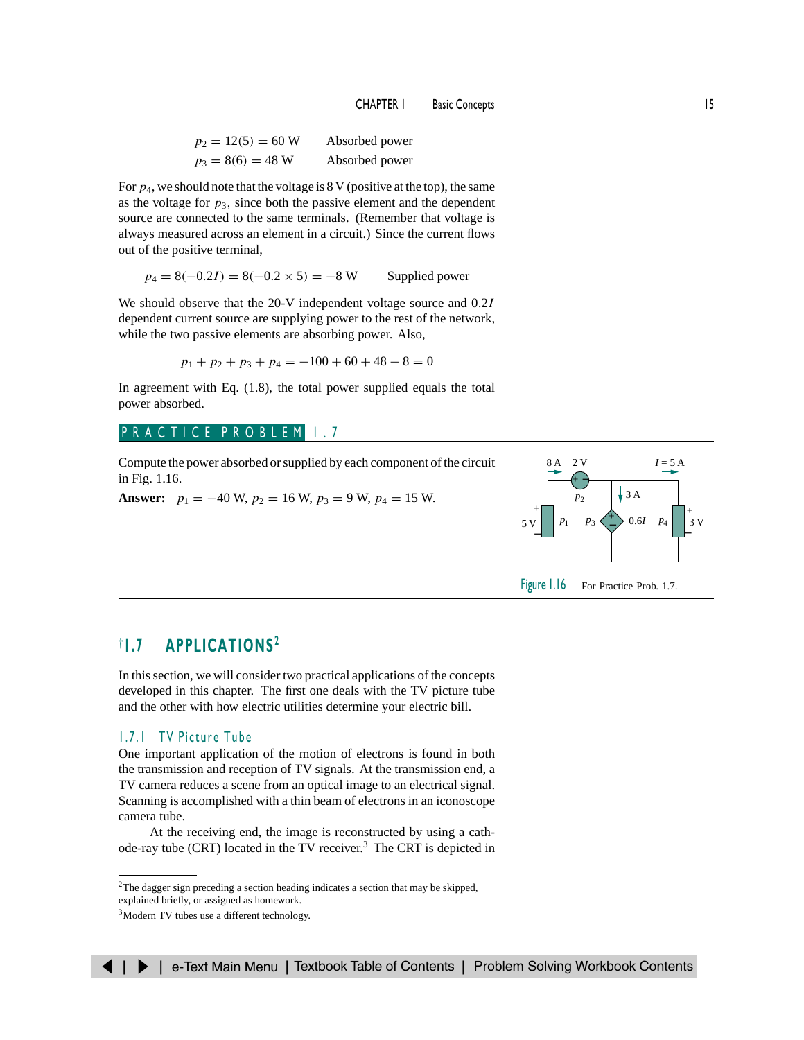$$p_2 = 12(5) = 60 \text{ W} \qquad \text{Absorbed power}$$

$$p_3 = 8(6) = 48 \text{ W} \qquad \text{Absorbed power}$$

For $p_4$, we should note that the voltage is 8 V (positive at the top), the same as the voltage for $p_3$, since both the passive element and the dependent source are connected to the same terminals. (Remember that voltage is always measured across an element in a circuit.) Since the current flows out of the positive terminal,

$$p_4 = 8(-0.2I) = 8(-0.2 \times 5) = -8 \text{ W} \qquad \text{Supplied power}$$

We should observe that the 20-V independent voltage source and $0.2I$ dependent current source are supplying power to the rest of the network, while the two passive elements are absorbing power. Also,

$$p_1 + p_2 + p_3 + p_4 = -100 + 60 + 48 - 8 = 0$$

In agreement with Eq. (1.8), the total power supplied equals the total power absorbed.

## PRACTICE PROBLEM 1.7

Compute the power absorbed or supplied by each component of the circuit in Fig. 1.16.

**Answer:** $p_1 = -40$ W, $p_2 = 16$ W, $p_3 = 9$ W, $p_4 = 15$ W.

Figure 1.16 For Practice Prob. 1.7.

## †1.7 APPLICATIONS[2]

In this section, we will consider two practical applications of the concepts developed in this chapter. The first one deals with the TV picture tube and the other with how electric utilities determine your electric bill.

### 1.7.1 TV Picture Tube

One important application of the motion of electrons is found in both the transmission and reception of TV signals. At the transmission end, a TV camera reduces a scene from an optical image to an electrical signal. Scanning is accomplished with a thin beam of electrons in an iconoscope camera tube.

At the receiving end, the image is reconstructed by using a cathode-ray tube (CRT) located in the TV receiver.[3] The CRT is depicted in

[2] The dagger sign preceding a section heading indicates a section that may be skipped, explained briefly, or assigned as homework.

[3] Modern TV tubes use a different technology.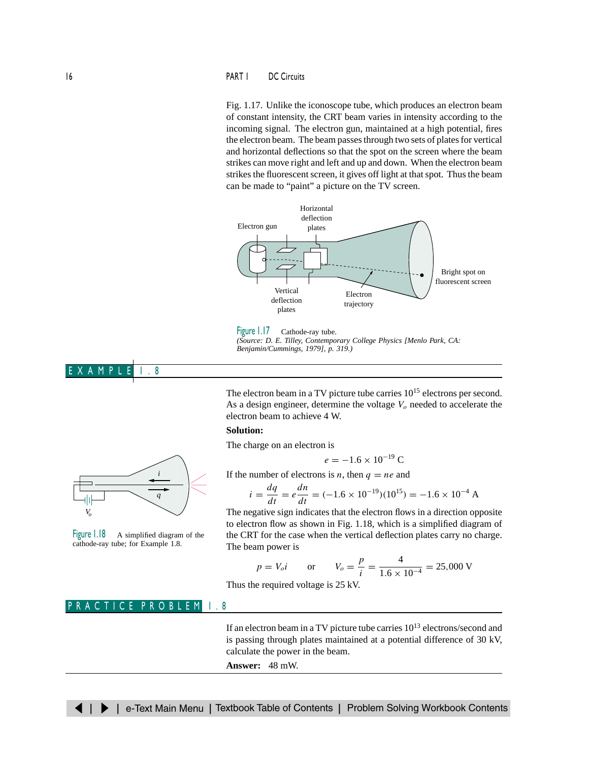Fig. 1.17. Unlike the iconoscope tube, which produces an electron beam of constant intensity, the CRT beam varies in intensity according to the incoming signal. The electron gun, maintained at a high potential, fires the electron beam. The beam passes through two sets of plates for vertical and horizontal deflections so that the spot on the screen where the beam strikes can move right and left and up and down. When the electron beam strikes the fluorescent screen, it gives off light at that spot. Thus the beam can be made to "paint" a picture on the TV screen.

Figure 1.17 Cathode-ray tube.
*(Source: D. E. Tilley, Contemporary College Physics [Menlo Park, CA: Benjamin/Cummings, 1979], p. 319.)*

## EXAMPLE 1.8

The electron beam in a TV picture tube carries $10^{15}$ electrons per second. As a design engineer, determine the voltage $V_o$ needed to accelerate the electron beam to achieve 4 W.

**Solution:**

The charge on an electron is

$$e = -1.6 \times 10^{-19} \text{ C}$$

If the number of electrons is $n$, then $q = ne$ and

$$i = \frac{dq}{dt} = e\frac{dn}{dt} = (-1.6 \times 10^{-19})(10^{15}) = -1.6 \times 10^{-4} \text{ A}$$

The negative sign indicates that the electron flows in a direction opposite to electron flow as shown in Fig. 1.18, which is a simplified diagram of the CRT for the case when the vertical deflection plates carry no charge. The beam power is

$$p = V_o i \qquad \text{or} \qquad V_o = \frac{p}{i} = \frac{4}{1.6 \times 10^{-4}} = 25{,}000 \text{ V}$$

Thus the required voltage is 25 kV.

Figure 1.18 A simplified diagram of the cathode-ray tube; for Example 1.8.

## PRACTICE PROBLEM 1.8

If an electron beam in a TV picture tube carries $10^{13}$ electrons/second and is passing through plates maintained at a potential difference of 30 kV, calculate the power in the beam.

**Answer:** 48 mW.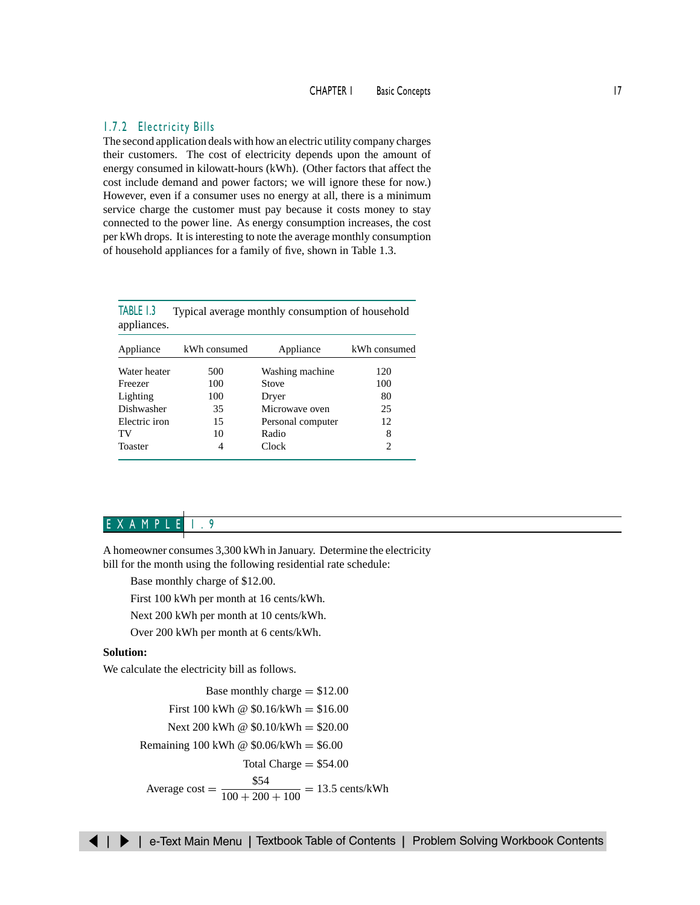### 1.7.2 Electricity Bills

The second application deals with how an electric utility company charges their customers. The cost of electricity depends upon the amount of energy consumed in kilowatt-hours (kWh). (Other factors that affect the cost include demand and power factors; we will ignore these for now.) However, even if a consumer uses no energy at all, there is a minimum service charge the customer must pay because it costs money to stay connected to the power line. As energy consumption increases, the cost per kWh drops. It is interesting to note the average monthly consumption of household appliances for a family of five, shown in Table 1.3.

TABLE 1.3 Typical average monthly consumption of household appliances.

| Appliance | kWh consumed | Appliance | kWh consumed |
|---|---|---|---|
| Water heater | 500 | Washing machine | 120 |
| Freezer | 100 | Stove | 100 |
| Lighting | 100 | Dryer | 80 |
| Dishwasher | 35 | Microwave oven | 25 |
| Electric iron | 15 | Personal computer | 12 |
| TV | 10 | Radio | 8 |
| Toaster | 4 | Clock | 2 |

## EXAMPLE 1.9

A homeowner consumes 3,300 kWh in January. Determine the electricity bill for the month using the following residential rate schedule:

Base monthly charge of $12.00.

First 100 kWh per month at 16 cents/kWh.

Next 200 kWh per month at 10 cents/kWh.

Over 200 kWh per month at 6 cents/kWh.

**Solution:**

We calculate the electricity bill as follows.

$$\text{Base monthly charge} = \$12.00$$

$$\text{First 100 kWh @ \$0.16/kWh} = \$16.00$$

$$\text{Next 200 kWh @ \$0.10/kWh} = \$20.00$$

$$\text{Remaining 100 kWh @ \$0.06/kWh} = \$6.00$$

$$\text{Total Charge} = \$54.00$$

$$\text{Average cost} = \frac{\$54}{100 + 200 + 100} = 13.5 \text{ cents/kWh}$$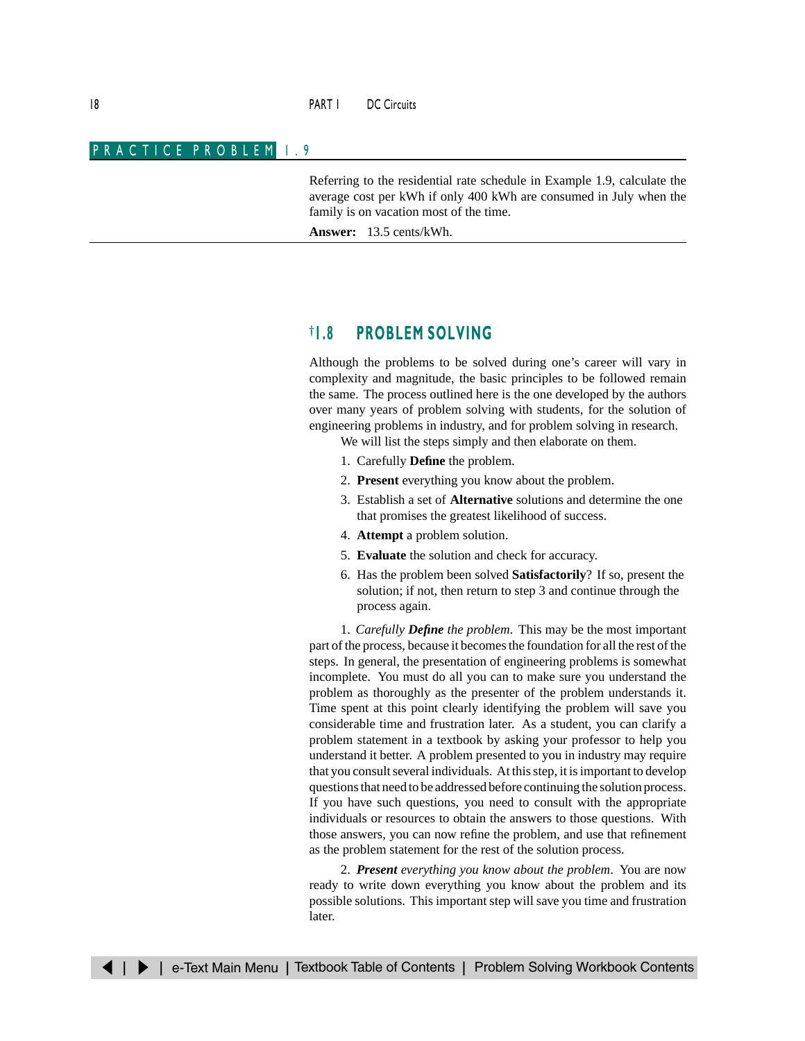## PRACTICE PROBLEM 1.9

Referring to the residential rate schedule in Example 1.9, calculate the average cost per kWh if only 400 kWh are consumed in July when the family is on vacation most of the time.

**Answer:** 13.5 cents/kWh.

## †1.8 PROBLEM SOLVING

Although the problems to be solved during one's career will vary in complexity and magnitude, the basic principles to be followed remain the same. The process outlined here is the one developed by the authors over many years of problem solving with students, for the solution of engineering problems in industry, and for problem solving in research.

We will list the steps simply and then elaborate on them.

1. Carefully **Define** the problem.
2. **Present** everything you know about the problem.
3. Establish a set of **Alternative** solutions and determine the one that promises the greatest likelihood of success.
4. **Attempt** a problem solution.
5. **Evaluate** the solution and check for accuracy.
6. Has the problem been solved **Satisfactorily**? If so, present the solution; if not, then return to step 3 and continue through the process again.

1. *Carefully **Define** the problem.* This may be the most important part of the process, because it becomes the foundation for all the rest of the steps. In general, the presentation of engineering problems is somewhat incomplete. You must do all you can to make sure you understand the problem as thoroughly as the presenter of the problem understands it. Time spent at this point clearly identifying the problem will save you considerable time and frustration later. As a student, you can clarify a problem statement in a textbook by asking your professor to help you understand it better. A problem presented to you in industry may require that you consult several individuals. At this step, it is important to develop questions that need to be addressed before continuing the solution process. If you have such questions, you need to consult with the appropriate individuals or resources to obtain the answers to those questions. With those answers, you can now refine the problem, and use that refinement as the problem statement for the rest of the solution process.

2. ***Present** everything you know about the problem.* You are now ready to write down everything you know about the problem and its possible solutions. This important step will save you time and frustration later.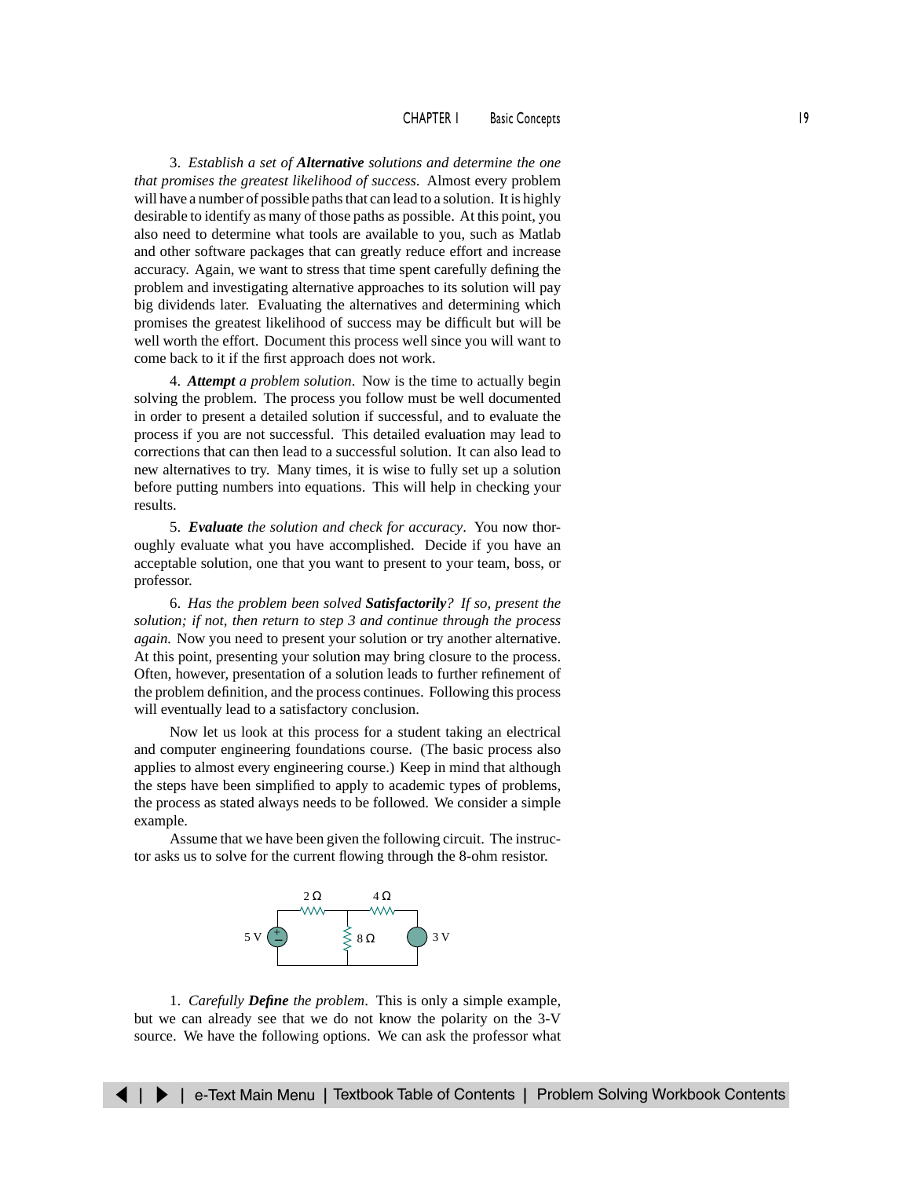3. *Establish a set of* ***Alternative*** *solutions and determine the one that promises the greatest likelihood of success*. Almost every problem will have a number of possible paths that can lead to a solution. It is highly desirable to identify as many of those paths as possible. At this point, you also need to determine what tools are available to you, such as Matlab and other software packages that can greatly reduce effort and increase accuracy. Again, we want to stress that time spent carefully defining the problem and investigating alternative approaches to its solution will pay big dividends later. Evaluating the alternatives and determining which promises the greatest likelihood of success may be difficult but will be well worth the effort. Document this process well since you will want to come back to it if the first approach does not work.

4. ***Attempt*** *a problem solution*. Now is the time to actually begin solving the problem. The process you follow must be well documented in order to present a detailed solution if successful, and to evaluate the process if you are not successful. This detailed evaluation may lead to corrections that can then lead to a successful solution. It can also lead to new alternatives to try. Many times, it is wise to fully set up a solution before putting numbers into equations. This will help in checking your results.

5. ***Evaluate*** *the solution and check for accuracy*. You now thoroughly evaluate what you have accomplished. Decide if you have an acceptable solution, one that you want to present to your team, boss, or professor.

6. *Has the problem been solved* ***Satisfactorily****? If so, present the solution; if not, then return to step 3 and continue through the process again.* Now you need to present your solution or try another alternative. At this point, presenting your solution may bring closure to the process. Often, however, presentation of a solution leads to further refinement of the problem definition, and the process continues. Following this process will eventually lead to a satisfactory conclusion.

Now let us look at this process for a student taking an electrical and computer engineering foundations course. (The basic process also applies to almost every engineering course.) Keep in mind that although the steps have been simplified to apply to academic types of problems, the process as stated always needs to be followed. We consider a simple example.

Assume that we have been given the following circuit. The instructor asks us to solve for the current flowing through the 8-ohm resistor.

1. *Carefully* ***Define*** *the problem*. This is only a simple example, but we can already see that we do not know the polarity on the 3-V source. We have the following options. We can ask the professor what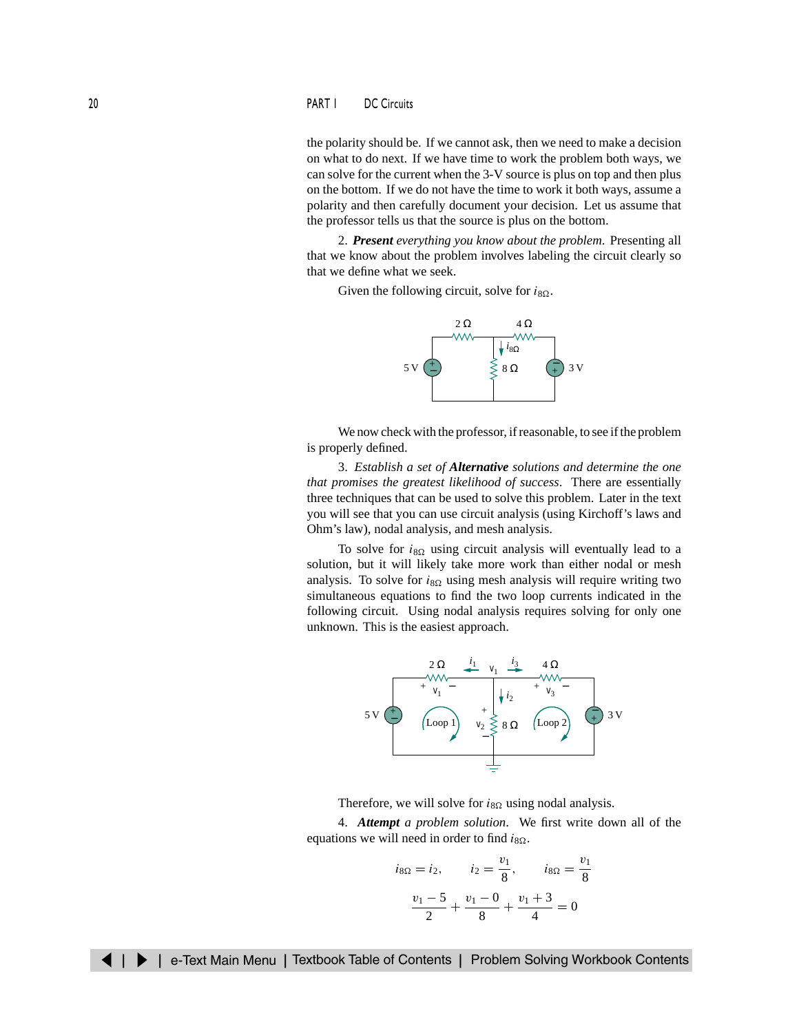the polarity should be. If we cannot ask, then we need to make a decision on what to do next. If we have time to work the problem both ways, we can solve for the current when the 3-V source is plus on top and then plus on the bottom. If we do not have the time to work it both ways, assume a polarity and then carefully document your decision. Let us assume that the professor tells us that the source is plus on the bottom.

2. ***Present*** *everything you know about the problem.* Presenting all that we know about the problem involves labeling the circuit clearly so that we define what we seek.

Given the following circuit, solve for $i_{8\Omega}$.

We now check with the professor, if reasonable, to see if the problem is properly defined.

3. *Establish a set of* ***Alternative*** *solutions and determine the one that promises the greatest likelihood of success.* There are essentially three techniques that can be used to solve this problem. Later in the text you will see that you can use circuit analysis (using Kirchoff's laws and Ohm's law), nodal analysis, and mesh analysis.

To solve for $i_{8\Omega}$ using circuit analysis will eventually lead to a solution, but it will likely take more work than either nodal or mesh analysis. To solve for $i_{8\Omega}$ using mesh analysis will require writing two simultaneous equations to find the two loop currents indicated in the following circuit. Using nodal analysis requires solving for only one unknown. This is the easiest approach.

Therefore, we will solve for $i_{8\Omega}$ using nodal analysis.

4. ***Attempt*** *a problem solution.* We first write down all of the equations we will need in order to find $i_{8\Omega}$.

$$i_{8\Omega} = i_2, \qquad i_2 = \frac{v_1}{8}, \qquad i_{8\Omega} = \frac{v_1}{8}$$

$$\frac{v_1 - 5}{2} + \frac{v_1 - 0}{8} + \frac{v_1 + 3}{4} = 0$$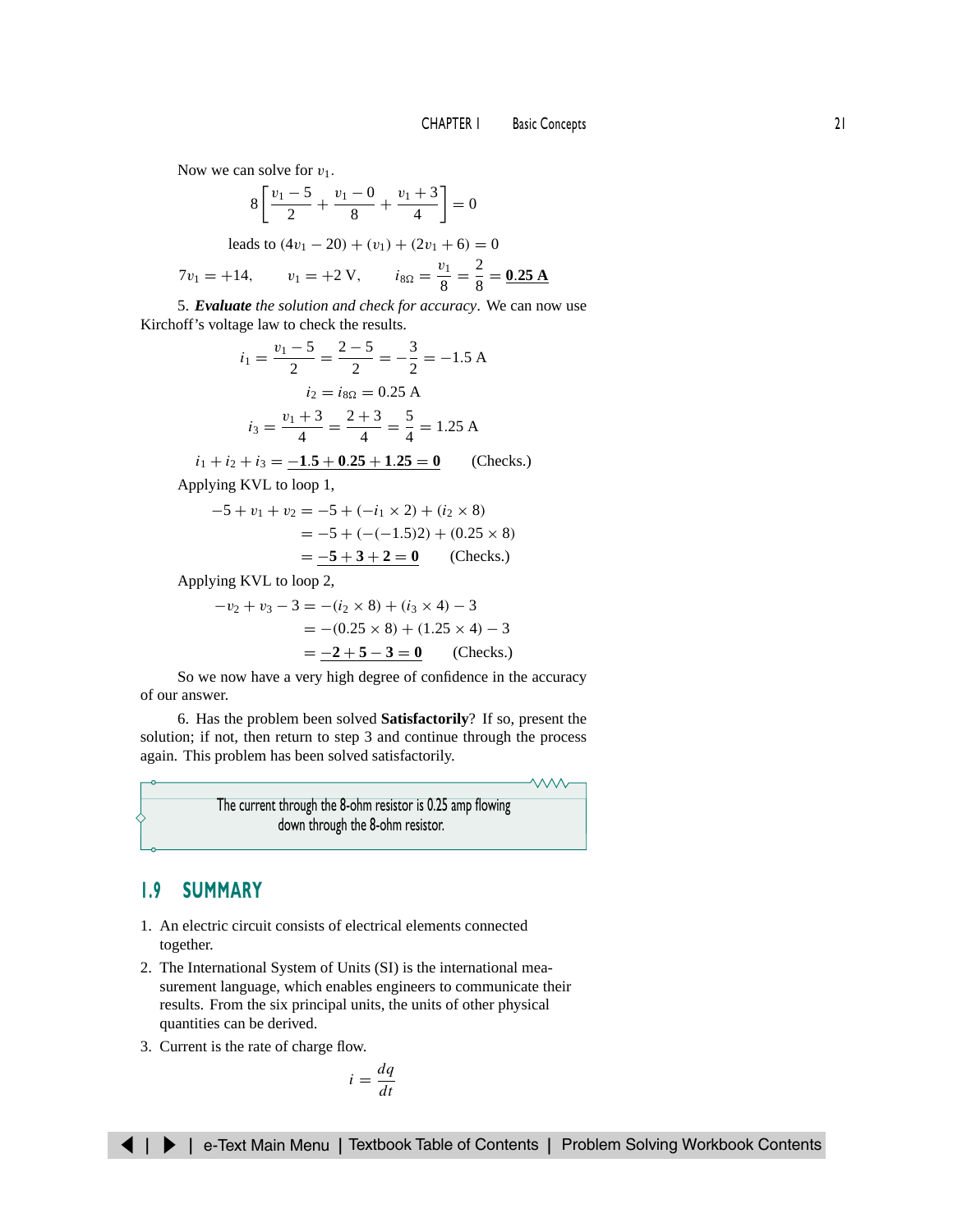Now we can solve for $v_1$.

$$8\left[\frac{v_1 - 5}{2} + \frac{v_1 - 0}{8} + \frac{v_1 + 3}{4}\right] = 0$$

leads to $(4v_1 - 20) + (v_1) + (2v_1 + 6) = 0$

$$7v_1 = +14, \qquad v_1 = +2\text{ V}, \qquad i_{8\Omega} = \frac{v_1}{8} = \frac{2}{8} = \underline{\mathbf{0.25\text{ A}}}$$

5. ***Evaluate*** *the solution and check for accuracy*. We can now use Kirchoff's voltage law to check the results.

$$i_1 = \frac{v_1 - 5}{2} = \frac{2 - 5}{2} = -\frac{3}{2} = -1.5\text{ A}$$

$$i_2 = i_{8\Omega} = 0.25\text{ A}$$

$$i_3 = \frac{v_1 + 3}{4} = \frac{2 + 3}{4} = \frac{5}{4} = 1.25\text{ A}$$

$$i_1 + i_2 + i_3 = \underline{\mathbf{-1.5 + 0.25 + 1.25 = 0}} \qquad \text{(Checks.)}$$

Applying KVL to loop 1,

$$\begin{aligned} -5 + v_1 + v_2 &= -5 + (-i_1 \times 2) + (i_2 \times 8) \\ &= -5 + (-(-1.5)2) + (0.25 \times 8) \\ &= \underline{\mathbf{-5 + 3 + 2 = 0}} \qquad \text{(Checks.)} \end{aligned}$$

Applying KVL to loop 2,

$$\begin{aligned} -v_2 + v_3 - 3 &= -(i_2 \times 8) + (i_3 \times 4) - 3 \\ &= -(0.25 \times 8) + (1.25 \times 4) - 3 \\ &= \underline{\mathbf{-2 + 5 - 3 = 0}} \qquad \text{(Checks.)} \end{aligned}$$

So we now have a very high degree of confidence in the accuracy of our answer.

6. Has the problem been solved **Satisfactorily**? If so, present the solution; if not, then return to step 3 and continue through the process again. This problem has been solved satisfactorily.

> The current through the 8-ohm resistor is 0.25 amp flowing down through the 8-ohm resistor.

## 1.9 SUMMARY

1. An electric circuit consists of electrical elements connected together.
2. The International System of Units (SI) is the international measurement language, which enables engineers to communicate their results. From the six principal units, the units of other physical quantities can be derived.
3. Current is the rate of charge flow.

$$i = \frac{dq}{dt}$$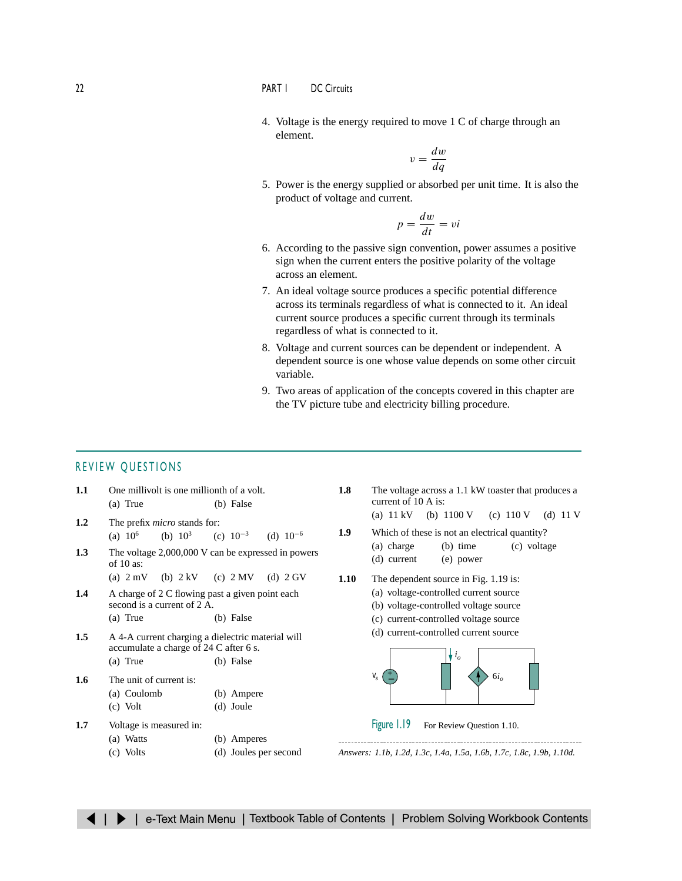4. Voltage is the energy required to move 1 C of charge through an element.

$$v = \frac{dw}{dq}$$

5. Power is the energy supplied or absorbed per unit time. It is also the product of voltage and current.

$$p = \frac{dw}{dt} = vi$$

6. According to the passive sign convention, power assumes a positive sign when the current enters the positive polarity of the voltage across an element.

7. An ideal voltage source produces a specific potential difference across its terminals regardless of what is connected to it. An ideal current source produces a specific current through its terminals regardless of what is connected to it.

8. Voltage and current sources can be dependent or independent. A dependent source is one whose value depends on some other circuit variable.

9. Two areas of application of the concepts covered in this chapter are the TV picture tube and electricity billing procedure.

## REVIEW QUESTIONS

**1.1** One millivolt is one millionth of a volt.
(a) True (b) False

**1.2** The prefix *micro* stands for:
(a) $10^6$ (b) $10^3$ (c) $10^{-3}$ (d) $10^{-6}$

**1.3** The voltage 2,000,000 V can be expressed in powers of 10 as:
(a) 2 mV (b) 2 kV (c) 2 MV (d) 2 GV

**1.4** A charge of 2 C flowing past a given point each second is a current of 2 A.
(a) True (b) False

**1.5** A 4-A current charging a dielectric material will accumulate a charge of 24 C after 6 s.
(a) True (b) False

**1.6** The unit of current is:
(a) Coulomb (b) Ampere
(c) Volt (d) Joule

**1.7** Voltage is measured in:
(a) Watts (b) Amperes
(c) Volts (d) Joules per second

**1.8** The voltage across a 1.1 kW toaster that produces a current of 10 A is:
(a) 11 kV (b) 1100 V (c) 110 V (d) 11 V

**1.9** Which of these is not an electrical quantity?
(a) charge (b) time (c) voltage
(d) current (e) power

**1.10** The dependent source in Fig. 1.19 is:
(a) voltage-controlled current source
(b) voltage-controlled voltage source
(c) current-controlled voltage source
(d) current-controlled current source

Figure 1.19 For Review Question 1.10.

*Answers:* 1.1b, 1.2d, 1.3c, 1.4a, 1.5a, 1.6b, 1.7c, 1.8c, 1.9b, 1.10d.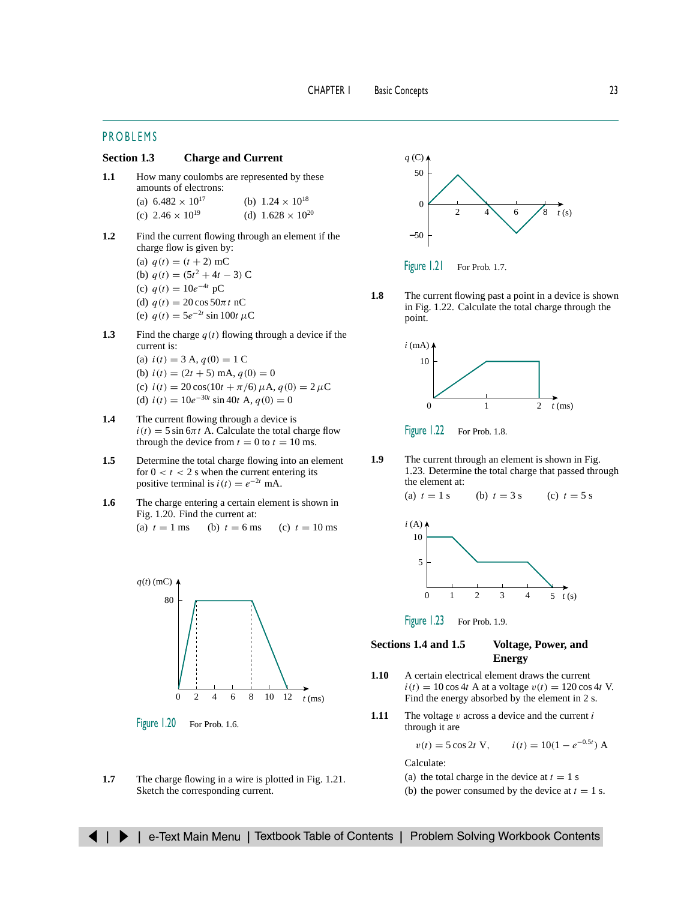## PROBLEMS

### Section 1.3 Charge and Current

**1.1** How many coulombs are represented by these amounts of electrons:

(a) $6.482 \times 10^{17}$ (b) $1.24 \times 10^{18}$
(c) $2.46 \times 10^{19}$ (d) $1.628 \times 10^{20}$

**1.2** Find the current flowing through an element if the charge flow is given by:

(a) $q(t) = (t + 2)$ mC
(b) $q(t) = (5t^2 + 4t - 3)$ C
(c) $q(t) = 10e^{-4t}$ pC
(d) $q(t) = 20 \cos 50\pi t$ nC
(e) $q(t) = 5e^{-2t} \sin 100t$ $\mu$C

**1.3** Find the charge $q(t)$ flowing through a device if the current is:

(a) $i(t) = 3$ A, $q(0) = 1$ C
(b) $i(t) = (2t + 5)$ mA, $q(0) = 0$
(c) $i(t) = 20 \cos(10t + \pi/6)$ $\mu$A, $q(0) = 2$ $\mu$C
(d) $i(t) = 10e^{-30t} \sin 40t$ A, $q(0) = 0$

**1.4** The current flowing through a device is $i(t) = 5 \sin 6\pi t$ A. Calculate the total charge flow through the device from $t = 0$ to $t = 10$ ms.

**1.5** Determine the total charge flowing into an element for $0 < t < 2$ s when the current entering its positive terminal is $i(t) = e^{-2t}$ mA.

**1.6** The charge entering a certain element is shown in Fig. 1.20. Find the current at:

(a) $t = 1$ ms (b) $t = 6$ ms (c) $t = 10$ ms

Figure 1.20 For Prob. 1.6.

**1.7** The charge flowing in a wire is plotted in Fig. 1.21. Sketch the corresponding current.

Figure 1.21 For Prob. 1.7.

**1.8** The current flowing past a point in a device is shown in Fig. 1.22. Calculate the total charge through the point.

Figure 1.22 For Prob. 1.8.

**1.9** The current through an element is shown in Fig. 1.23. Determine the total charge that passed through the element at:

(a) $t = 1$ s (b) $t = 3$ s (c) $t = 5$ s

Figure 1.23 For Prob. 1.9.

### Sections 1.4 and 1.5 Voltage, Power, and Energy

**1.10** A certain electrical element draws the current $i(t) = 10 \cos 4t$ A at a voltage $v(t) = 120 \cos 4t$ V. Find the energy absorbed by the element in 2 s.

**1.11** The voltage $v$ across a device and the current $i$ through it are

$$v(t) = 5 \cos 2t \text{ V}, \qquad i(t) = 10(1 - e^{-0.5t}) \text{ A}$$

Calculate:

(a) the total charge in the device at $t = 1$ s
(b) the power consumed by the device at $t = 1$ s.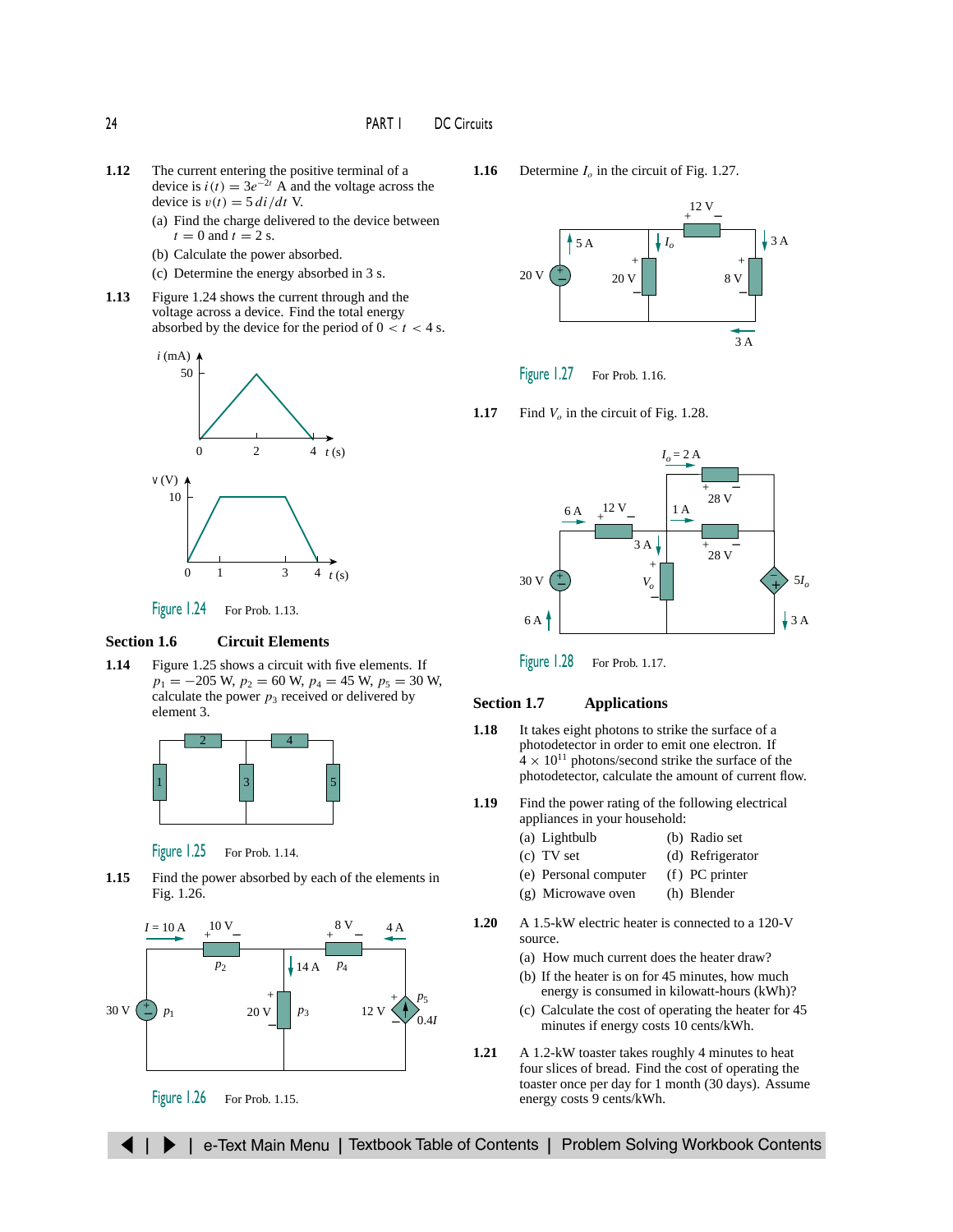**1.12** The current entering the positive terminal of a device is $i(t) = 3e^{-2t}$ A and the voltage across the device is $v(t) = 5\,di/dt$ V.

(a) Find the charge delivered to the device between $t = 0$ and $t = 2$ s.

(b) Calculate the power absorbed.

(c) Determine the energy absorbed in 3 s.

**1.13** Figure 1.24 shows the current through and the voltage across a device. Find the total energy absorbed by the device for the period of $0 < t < 4$ s.

Figure 1.24 For Prob. 1.13.

### Section 1.6 Circuit Elements

**1.14** Figure 1.25 shows a circuit with five elements. If $p_1 = -205$ W, $p_2 = 60$ W, $p_4 = 45$ W, $p_5 = 30$ W, calculate the power $p_3$ received or delivered by element 3.

Figure 1.25 For Prob. 1.14.

**1.15** Find the power absorbed by each of the elements in Fig. 1.26.

Figure 1.26 For Prob. 1.15.

**1.16** Determine $I_o$ in the circuit of Fig. 1.27.

Figure 1.27 For Prob. 1.16.

**1.17** Find $V_o$ in the circuit of Fig. 1.28.

Figure 1.28 For Prob. 1.17.

### Section 1.7 Applications

**1.18** It takes eight photons to strike the surface of a photodetector in order to emit one electron. If $4 \times 10^{11}$ photons/second strike the surface of the photodetector, calculate the amount of current flow.

**1.19** Find the power rating of the following electrical appliances in your household:

(a) Lightbulb
(b) Radio set
(c) TV set
(d) Refrigerator
(e) Personal computer
(f) PC printer
(g) Microwave oven
(h) Blender

**1.20** A 1.5-kW electric heater is connected to a 120-V source.

(a) How much current does the heater draw?

(b) If the heater is on for 45 minutes, how much energy is consumed in kilowatt-hours (kWh)?

(c) Calculate the cost of operating the heater for 45 minutes if energy costs 10 cents/kWh.

**1.21** A 1.2-kW toaster takes roughly 4 minutes to heat four slices of bread. Find the cost of operating the toaster once per day for 1 month (30 days). Assume energy costs 9 cents/kWh.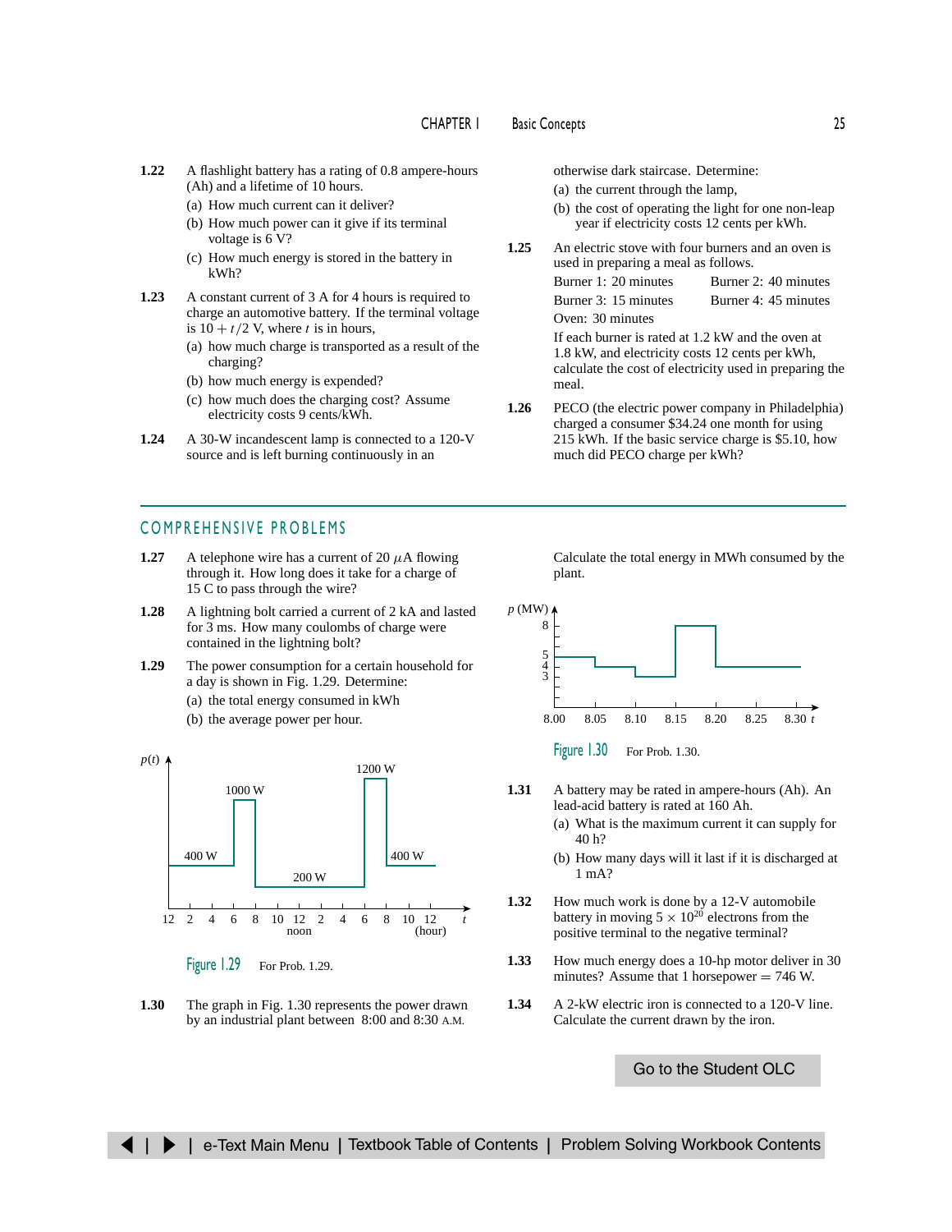**1.22** A flashlight battery has a rating of 0.8 ampere-hours (Ah) and a lifetime of 10 hours.

(a) How much current can it deliver?

(b) How much power can it give if its terminal voltage is 6 V?

(c) How much energy is stored in the battery in kWh?

**1.23** A constant current of 3 A for 4 hours is required to charge an automotive battery. If the terminal voltage is $10 + t/2$ V, where $t$ is in hours,

(a) how much charge is transported as a result of the charging?

(b) how much energy is expended?

(c) how much does the charging cost? Assume electricity costs 9 cents/kWh.

**1.24** A 30-W incandescent lamp is connected to a 120-V source and is left burning continuously in an otherwise dark staircase. Determine:

(a) the current through the lamp,

(b) the cost of operating the light for one non-leap year if electricity costs 12 cents per kWh.

**1.25** An electric stove with four burners and an oven is used in preparing a meal as follows.

Burner 1: 20 minutes Burner 2: 40 minutes
Burner 3: 15 minutes Burner 4: 45 minutes
Oven: 30 minutes

If each burner is rated at 1.2 kW and the oven at 1.8 kW, and electricity costs 12 cents per kWh, calculate the cost of electricity used in preparing the meal.

**1.26** PECO (the electric power company in Philadelphia) charged a consumer $34.24 one month for using 215 kWh. If the basic service charge is $5.10, how much did PECO charge per kWh?

## COMPREHENSIVE PROBLEMS

**1.27** A telephone wire has a current of 20 $\mu$A flowing through it. How long does it take for a charge of 15 C to pass through the wire?

**1.28** A lightning bolt carried a current of 2 kA and lasted for 3 ms. How many coulombs of charge were contained in the lightning bolt?

**1.29** The power consumption for a certain household for a day is shown in Fig. 1.29. Determine:

(a) the total energy consumed in kWh

(b) the average power per hour.

p(t)
1200 W
1000 W
400 W
200 W
400 W
12 2 4 6 8 10 12 2 4 6 8 10 12 t
noon (hour)

Figure 1.29 For Prob. 1.29.

**1.30** The graph in Fig. 1.30 represents the power drawn by an industrial plant between 8:00 and 8:30 A.M. Calculate the total energy in MWh consumed by the plant.

p (MW)
8
5
4
3
8.00 8.05 8.10 8.15 8.20 8.25 8.30 t

Figure 1.30 For Prob. 1.30.

**1.31** A battery may be rated in ampere-hours (Ah). An lead-acid battery is rated at 160 Ah.

(a) What is the maximum current it can supply for 40 h?

(b) How many days will it last if it is discharged at 1 mA?

**1.32** How much work is done by a 12-V automobile battery in moving $5 \times 10^{20}$ electrons from the positive terminal to the negative terminal?

**1.33** How much energy does a 10-hp motor deliver in 30 minutes? Assume that 1 horsepower = 746 W.

**1.34** A 2-kW electric iron is connected to a 120-V line. Calculate the current drawn by the iron.

Go to the Student OLC

◀ | ▶ | e-Text Main Menu | Textbook Table of Contents | Problem Solving Workbook Contents